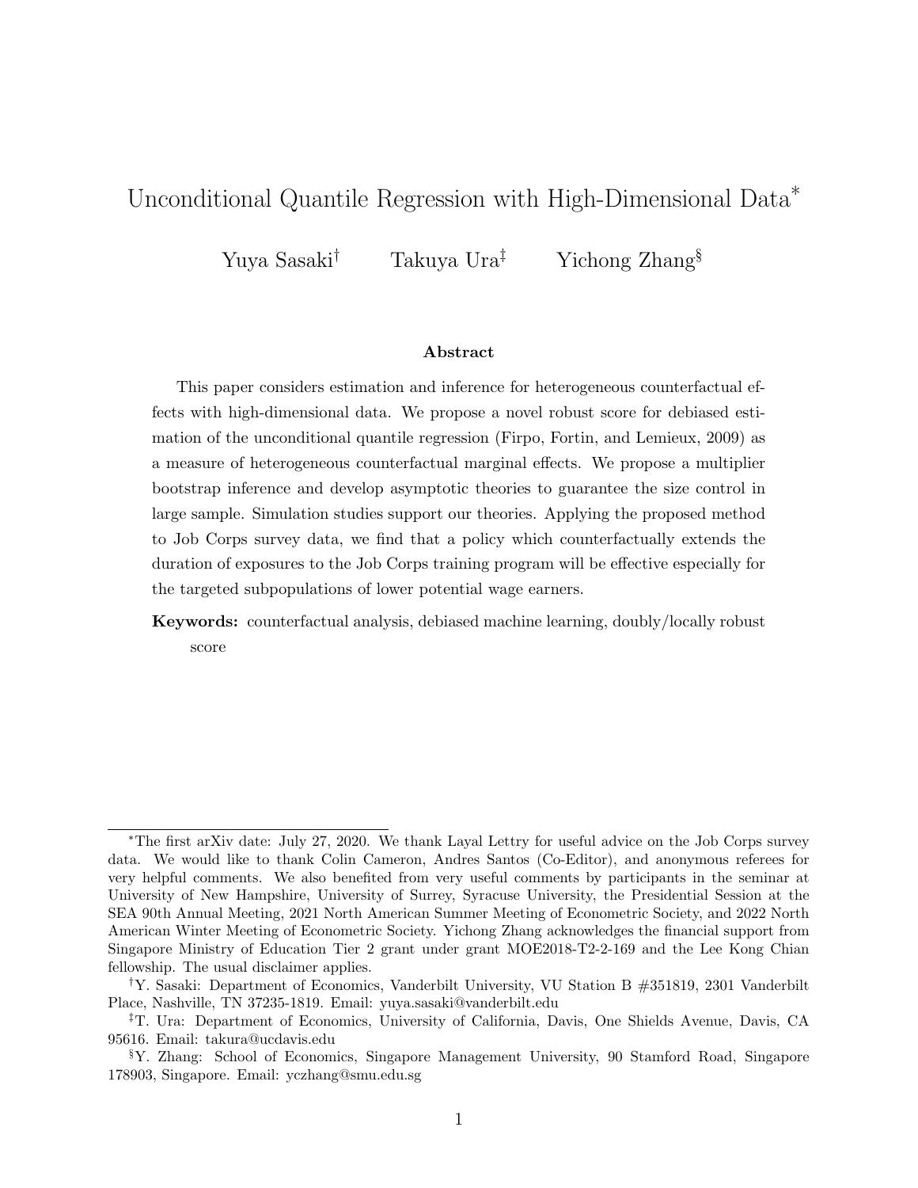# Unconditional Quantile Regression with High-Dimensional Data*

Yuya Sasaki† Takuya Ura‡ Yichong Zhang§

### Abstract

This paper considers estimation and inference for heterogeneous counterfactual effects with high-dimensional data. We propose a novel robust score for debiased estimation of the unconditional quantile regression (Firpo, Fortin, and Lemieux, 2009) as a measure of heterogeneous counterfactual marginal effects. We propose a multiplier bootstrap inference and develop asymptotic theories to guarantee the size control in large sample. Simulation studies support our theories. Applying the proposed method to Job Corps survey data, we find that a policy which counterfactually extends the duration of exposures to the Job Corps training program will be effective especially for the targeted subpopulations of lower potential wage earners.

**Keywords:** counterfactual analysis, debiased machine learning, doubly/locally robust score

---

*The first arXiv date: July 27, 2020. We thank Layal Lettry for useful advice on the Job Corps survey data. We would like to thank Colin Cameron, Andres Santos (Co-Editor), and anonymous referees for very helpful comments. We also benefited from very useful comments by participants in the seminar at University of New Hampshire, University of Surrey, Syracuse University, the Presidential Session at the SEA 90th Annual Meeting, 2021 North American Summer Meeting of Econometric Society, and 2022 North American Winter Meeting of Econometric Society. Yichong Zhang acknowledges the financial support from Singapore Ministry of Education Tier 2 grant under grant MOE2018-T2-2-169 and the Lee Kong Chian fellowship. The usual disclaimer applies.

†Y. Sasaki: Department of Economics, Vanderbilt University, VU Station B #351819, 2301 Vanderbilt Place, Nashville, TN 37235-1819. Email: yuya.sasaki@vanderbilt.edu

‡T. Ura: Department of Economics, University of California, Davis, One Shields Avenue, Davis, CA 95616. Email: takura@ucdavis.edu

§Y. Zhang: School of Economics, Singapore Management University, 90 Stamford Road, Singapore 178903, Singapore. Email: yczhang@smu.edu.sg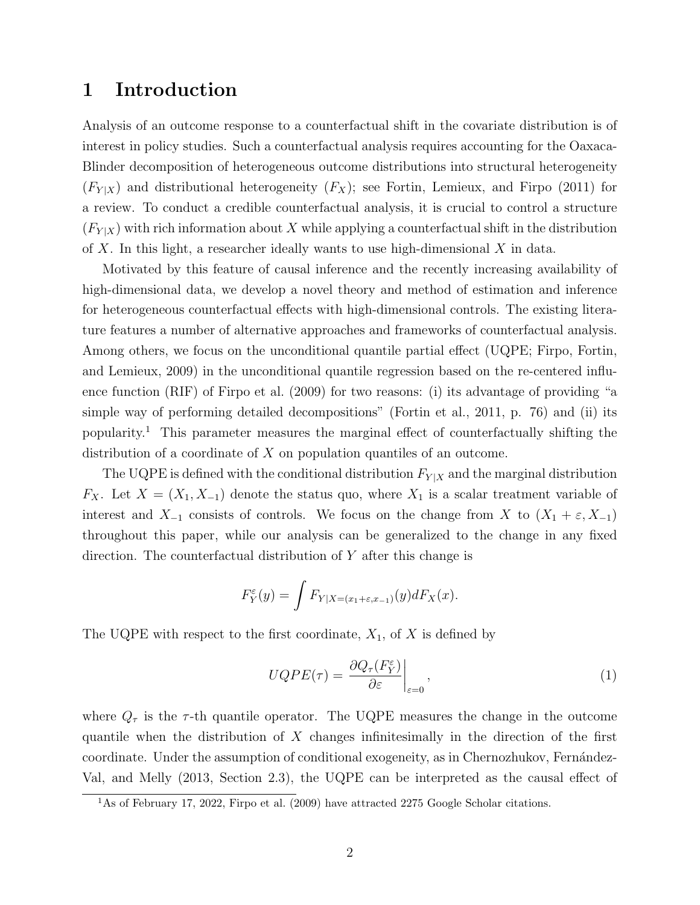# 1 Introduction

Analysis of an outcome response to a counterfactual shift in the covariate distribution is of interest in policy studies. Such a counterfactual analysis requires accounting for the Oaxaca-Blinder decomposition of heterogeneous outcome distributions into structural heterogeneity ($F_{Y|X}$) and distributional heterogeneity ($F_X$); see Fortin, Lemieux, and Firpo (2011) for a review. To conduct a credible counterfactual analysis, it is crucial to control a structure ($F_{Y|X}$) with rich information about $X$ while applying a counterfactual shift in the distribution of $X$. In this light, a researcher ideally wants to use high-dimensional $X$ in data.

Motivated by this feature of causal inference and the recently increasing availability of high-dimensional data, we develop a novel theory and method of estimation and inference for heterogeneous counterfactual effects with high-dimensional controls. The existing literature features a number of alternative approaches and frameworks of counterfactual analysis. Among others, we focus on the unconditional quantile partial effect (UQPE; Firpo, Fortin, and Lemieux, 2009) in the unconditional quantile regression based on the re-centered influence function (RIF) of Firpo et al. (2009) for two reasons: (i) its advantage of providing "a simple way of performing detailed decompositions" (Fortin et al., 2011, p. 76) and (ii) its popularity.[1] This parameter measures the marginal effect of counterfactually shifting the distribution of a coordinate of $X$ on population quantiles of an outcome.

The UQPE is defined with the conditional distribution $F_{Y|X}$ and the marginal distribution $F_X$. Let $X = (X_1, X_{-1})$ denote the status quo, where $X_1$ is a scalar treatment variable of interest and $X_{-1}$ consists of controls. We focus on the change from $X$ to $(X_1 + \varepsilon, X_{-1})$ throughout this paper, while our analysis can be generalized to the change in any fixed direction. The counterfactual distribution of $Y$ after this change is

$$F_Y^{\varepsilon}(y) = \int F_{Y|X=(x_1+\varepsilon, x_{-1})}(y) dF_X(x).$$

The UQPE with respect to the first coordinate, $X_1$, of $X$ is defined by

$$UQPE(\tau) = \left. \frac{\partial Q_\tau(F_Y^{\varepsilon})}{\partial \varepsilon} \right|_{\varepsilon=0}, \tag{1}$$

where $Q_\tau$ is the $\tau$-th quantile operator. The UQPE measures the change in the outcome quantile when the distribution of $X$ changes infinitesimally in the direction of the first coordinate. Under the assumption of conditional exogeneity, as in Chernozhukov, Fernández-Val, and Melly (2013, Section 2.3), the UQPE can be interpreted as the causal effect of

[1] As of February 17, 2022, Firpo et al. (2009) have attracted 2275 Google Scholar citations.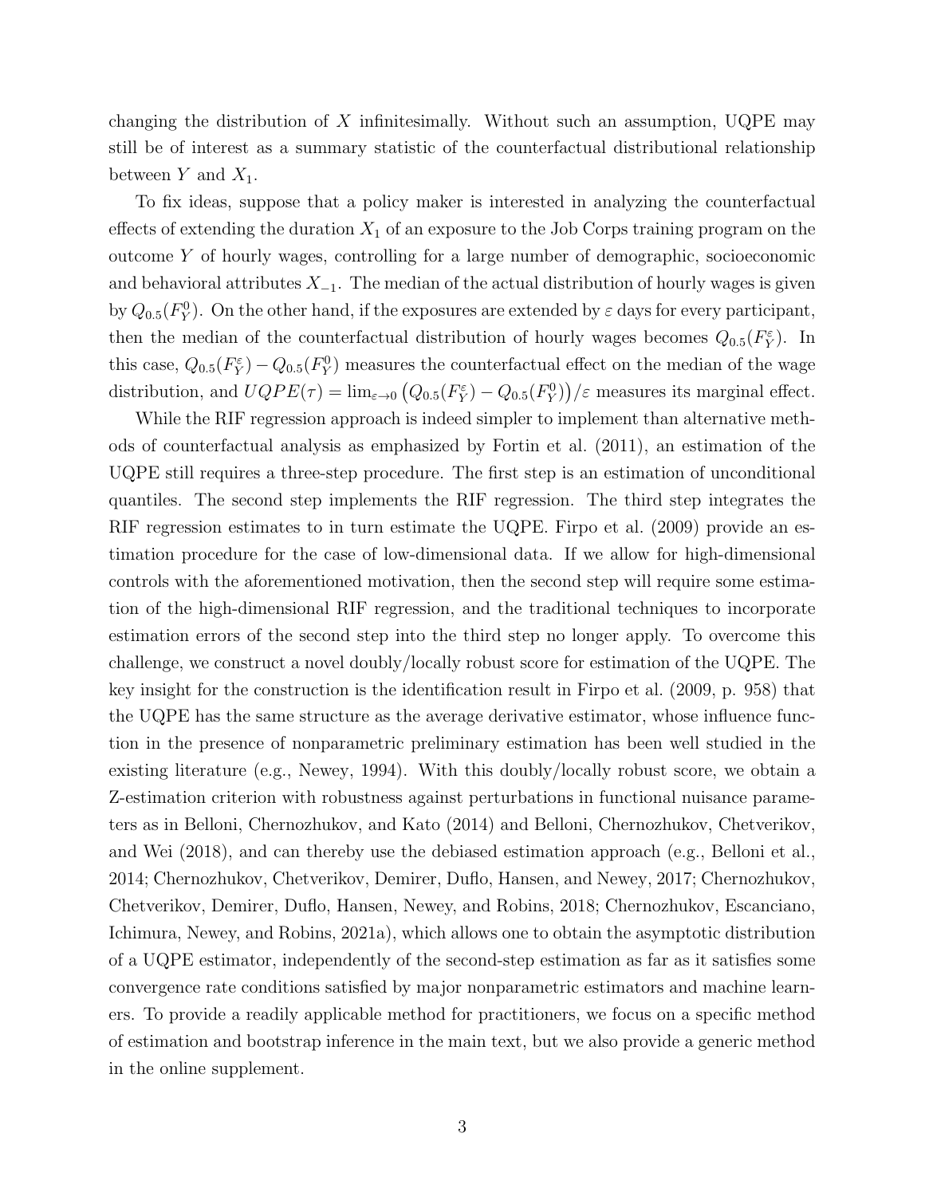changing the distribution of $X$ infinitesimally. Without such an assumption, UQPE may still be of interest as a summary statistic of the counterfactual distributional relationship between $Y$ and $X_1$.

To fix ideas, suppose that a policy maker is interested in analyzing the counterfactual effects of extending the duration $X_1$ of an exposure to the Job Corps training program on the outcome $Y$ of hourly wages, controlling for a large number of demographic, socioeconomic and behavioral attributes $X_{-1}$. The median of the actual distribution of hourly wages is given by $Q_{0.5}(F_Y^0)$. On the other hand, if the exposures are extended by $\varepsilon$ days for every participant, then the median of the counterfactual distribution of hourly wages becomes $Q_{0.5}(F_Y^\varepsilon)$. In this case, $Q_{0.5}(F_Y^\varepsilon) - Q_{0.5}(F_Y^0)$ measures the counterfactual effect on the median of the wage distribution, and $UQPE(\tau) = \lim_{\varepsilon \to 0} \left( Q_{0.5}(F_Y^\varepsilon) - Q_{0.5}(F_Y^0) \right) / \varepsilon$ measures its marginal effect.

While the RIF regression approach is indeed simpler to implement than alternative methods of counterfactual analysis as emphasized by Fortin et al. (2011), an estimation of the UQPE still requires a three-step procedure. The first step is an estimation of unconditional quantiles. The second step implements the RIF regression. The third step integrates the RIF regression estimates to in turn estimate the UQPE. Firpo et al. (2009) provide an estimation procedure for the case of low-dimensional data. If we allow for high-dimensional controls with the aforementioned motivation, then the second step will require some estimation of the high-dimensional RIF regression, and the traditional techniques to incorporate estimation errors of the second step into the third step no longer apply. To overcome this challenge, we construct a novel doubly/locally robust score for estimation of the UQPE. The key insight for the construction is the identification result in Firpo et al. (2009, p. 958) that the UQPE has the same structure as the average derivative estimator, whose influence function in the presence of nonparametric preliminary estimation has been well studied in the existing literature (e.g., Newey, 1994). With this doubly/locally robust score, we obtain a Z-estimation criterion with robustness against perturbations in functional nuisance parameters as in Belloni, Chernozhukov, and Kato (2014) and Belloni, Chernozhukov, Chetverikov, and Wei (2018), and can thereby use the debiased estimation approach (e.g., Belloni et al., 2014; Chernozhukov, Chetverikov, Demirer, Duflo, Hansen, and Newey, 2017; Chernozhukov, Chetverikov, Demirer, Duflo, Hansen, Newey, and Robins, 2018; Chernozhukov, Escanciano, Ichimura, Newey, and Robins, 2021a), which allows one to obtain the asymptotic distribution of a UQPE estimator, independently of the second-step estimation as far as it satisfies some convergence rate conditions satisfied by major nonparametric estimators and machine learners. To provide a readily applicable method for practitioners, we focus on a specific method of estimation and bootstrap inference in the main text, but we also provide a generic method in the online supplement.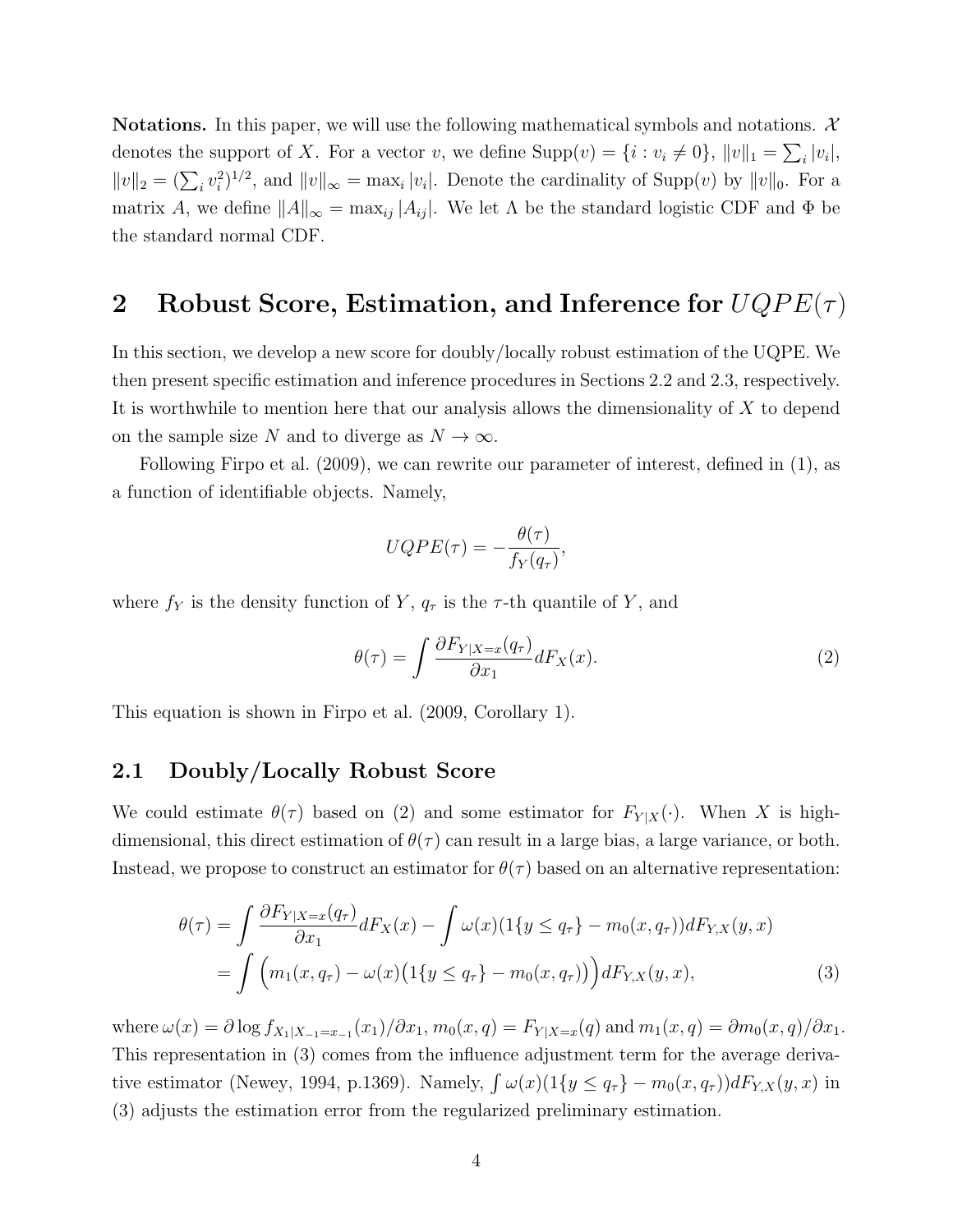**Notations.** In this paper, we will use the following mathematical symbols and notations. $\mathcal{X}$ denotes the support of $X$. For a vector $v$, we define $\text{Supp}(v) = \{i : v_i \neq 0\}$, $\|v\|_1 = \sum_i |v_i|$, $\|v\|_2 = (\sum_i v_i^2)^{1/2}$, and $\|v\|_\infty = \max_i |v_i|$. Denote the cardinality of $\text{Supp}(v)$ by $\|v\|_0$. For a matrix $A$, we define $\|A\|_\infty = \max_{ij} |A_{ij}|$. We let $\Lambda$ be the standard logistic CDF and $\Phi$ be the standard normal CDF.

# 2 Robust Score, Estimation, and Inference for $UQPE(\tau)$

In this section, we develop a new score for doubly/locally robust estimation of the UQPE. We then present specific estimation and inference procedures in Sections 2.2 and 2.3, respectively. It is worthwhile to mention here that our analysis allows the dimensionality of $X$ to depend on the sample size $N$ and to diverge as $N \to \infty$.

Following Firpo et al. (2009), we can rewrite our parameter of interest, defined in (1), as a function of identifiable objects. Namely,

$$UQPE(\tau) = -\frac{\theta(\tau)}{f_Y(q_\tau)},$$

where $f_Y$ is the density function of $Y$, $q_\tau$ is the $\tau$-th quantile of $Y$, and

$$\theta(\tau) = \int \frac{\partial F_{Y|X=x}(q_\tau)}{\partial x_1} dF_X(x). \tag{2}$$

This equation is shown in Firpo et al. (2009, Corollary 1).

## 2.1 Doubly/Locally Robust Score

We could estimate $\theta(\tau)$ based on (2) and some estimator for $F_{Y|X}(\cdot)$. When $X$ is high-dimensional, this direct estimation of $\theta(\tau)$ can result in a large bias, a large variance, or both. Instead, we propose to construct an estimator for $\theta(\tau)$ based on an alternative representation:

$$\begin{aligned}
\theta(\tau) &= \int \frac{\partial F_{Y|X=x}(q_\tau)}{\partial x_1} dF_X(x) - \int \omega(x)(1\{y \leq q_\tau\} - m_0(x, q_\tau)) dF_{Y,X}(y, x) \\
&= \int \Big( m_1(x, q_\tau) - \omega(x)\big(1\{y \leq q_\tau\} - m_0(x, q_\tau)\big)\Big) dF_{Y,X}(y, x),
\end{aligned} \tag{3}$$

where $\omega(x) = \partial \log f_{X_1|X_{-1}=x_{-1}}(x_1)/\partial x_1$, $m_0(x, q) = F_{Y|X=x}(q)$ and $m_1(x, q) = \partial m_0(x, q)/\partial x_1$. This representation in (3) comes from the influence adjustment term for the average derivative estimator (Newey, 1994, p.1369). Namely, $\int \omega(x)(1\{y \leq q_\tau\} - m_0(x, q_\tau)) dF_{Y,X}(y, x)$ in (3) adjusts the estimation error from the regularized preliminary estimation.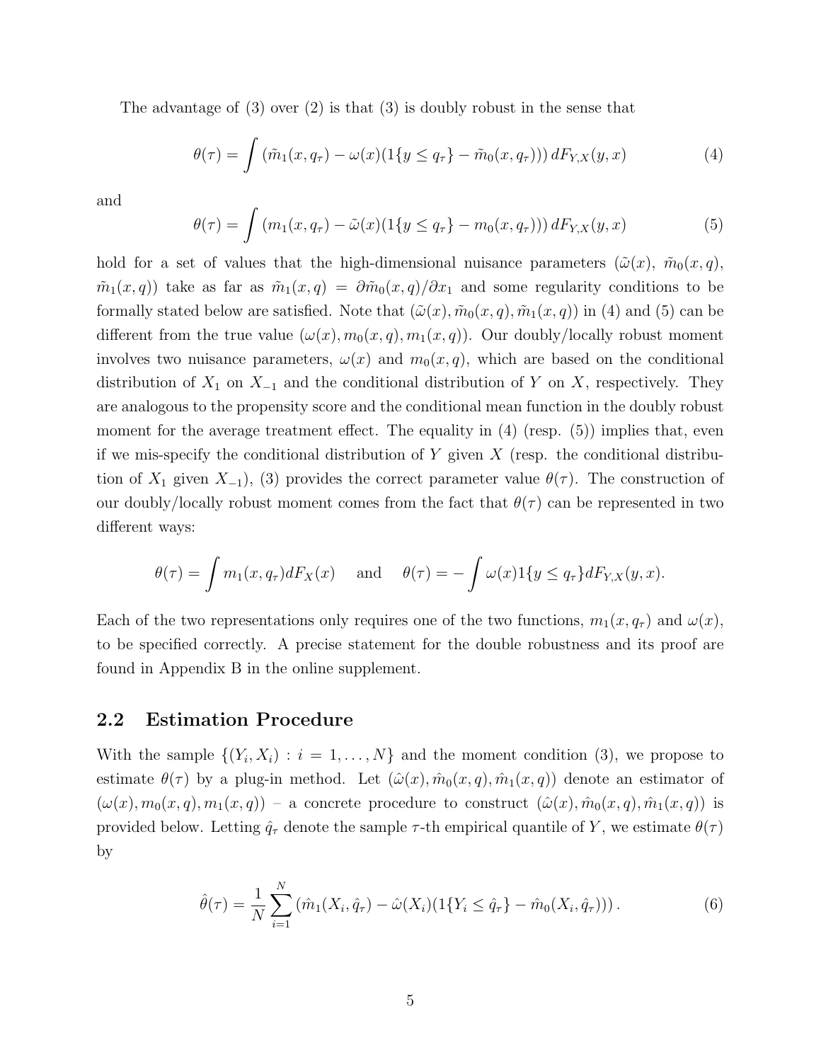The advantage of (3) over (2) is that (3) is doubly robust in the sense that

$$\theta(\tau) = \int \left(\tilde{m}_1(x, q_\tau) - \omega(x)(1\{y \leq q_\tau\} - \tilde{m}_0(x, q_\tau))\right) dF_{Y,X}(y, x) \tag{4}$$

and

$$\theta(\tau) = \int \left(m_1(x, q_\tau) - \tilde{\omega}(x)(1\{y \leq q_\tau\} - m_0(x, q_\tau))\right) dF_{Y,X}(y, x) \tag{5}$$

hold for a set of values that the high-dimensional nuisance parameters ($\tilde{\omega}(x)$, $\tilde{m}_0(x, q)$, $\tilde{m}_1(x, q)$) take as far as $\tilde{m}_1(x, q) = \partial \tilde{m}_0(x, q)/\partial x_1$ and some regularity conditions to be formally stated below are satisfied. Note that $(\tilde{\omega}(x), \tilde{m}_0(x, q), \tilde{m}_1(x, q))$ in (4) and (5) can be different from the true value $(\omega(x), m_0(x, q), m_1(x, q))$. Our doubly/locally robust moment involves two nuisance parameters, $\omega(x)$ and $m_0(x, q)$, which are based on the conditional distribution of $X_1$ on $X_{-1}$ and the conditional distribution of $Y$ on $X$, respectively. They are analogous to the propensity score and the conditional mean function in the doubly robust moment for the average treatment effect. The equality in (4) (resp. (5)) implies that, even if we mis-specify the conditional distribution of $Y$ given $X$ (resp. the conditional distribution of $X_1$ given $X_{-1}$), (3) provides the correct parameter value $\theta(\tau)$. The construction of our doubly/locally robust moment comes from the fact that $\theta(\tau)$ can be represented in two different ways:

$$\theta(\tau) = \int m_1(x, q_\tau) dF_X(x) \quad \text{and} \quad \theta(\tau) = -\int \omega(x) 1\{y \leq q_\tau\} dF_{Y,X}(y, x).$$

Each of the two representations only requires one of the two functions, $m_1(x, q_\tau)$ and $\omega(x)$, to be specified correctly. A precise statement for the double robustness and its proof are found in Appendix B in the online supplement.

## 2.2 Estimation Procedure

With the sample $\{(Y_i, X_i) : i = 1, \ldots, N\}$ and the moment condition (3), we propose to estimate $\theta(\tau)$ by a plug-in method. Let $(\hat{\omega}(x), \hat{m}_0(x, q), \hat{m}_1(x, q))$ denote an estimator of $(\omega(x), m_0(x, q), m_1(x, q))$ – a concrete procedure to construct $(\hat{\omega}(x), \hat{m}_0(x, q), \hat{m}_1(x, q))$ is provided below. Letting $\hat{q}_\tau$ denote the sample $\tau$-th empirical quantile of $Y$, we estimate $\theta(\tau)$ by

$$\hat{\theta}(\tau) = \frac{1}{N} \sum_{i=1}^{N} \left(\hat{m}_1(X_i, \hat{q}_\tau) - \hat{\omega}(X_i)(1\{Y_i \leq \hat{q}_\tau\} - \hat{m}_0(X_i, \hat{q}_\tau))\right). \tag{6}$$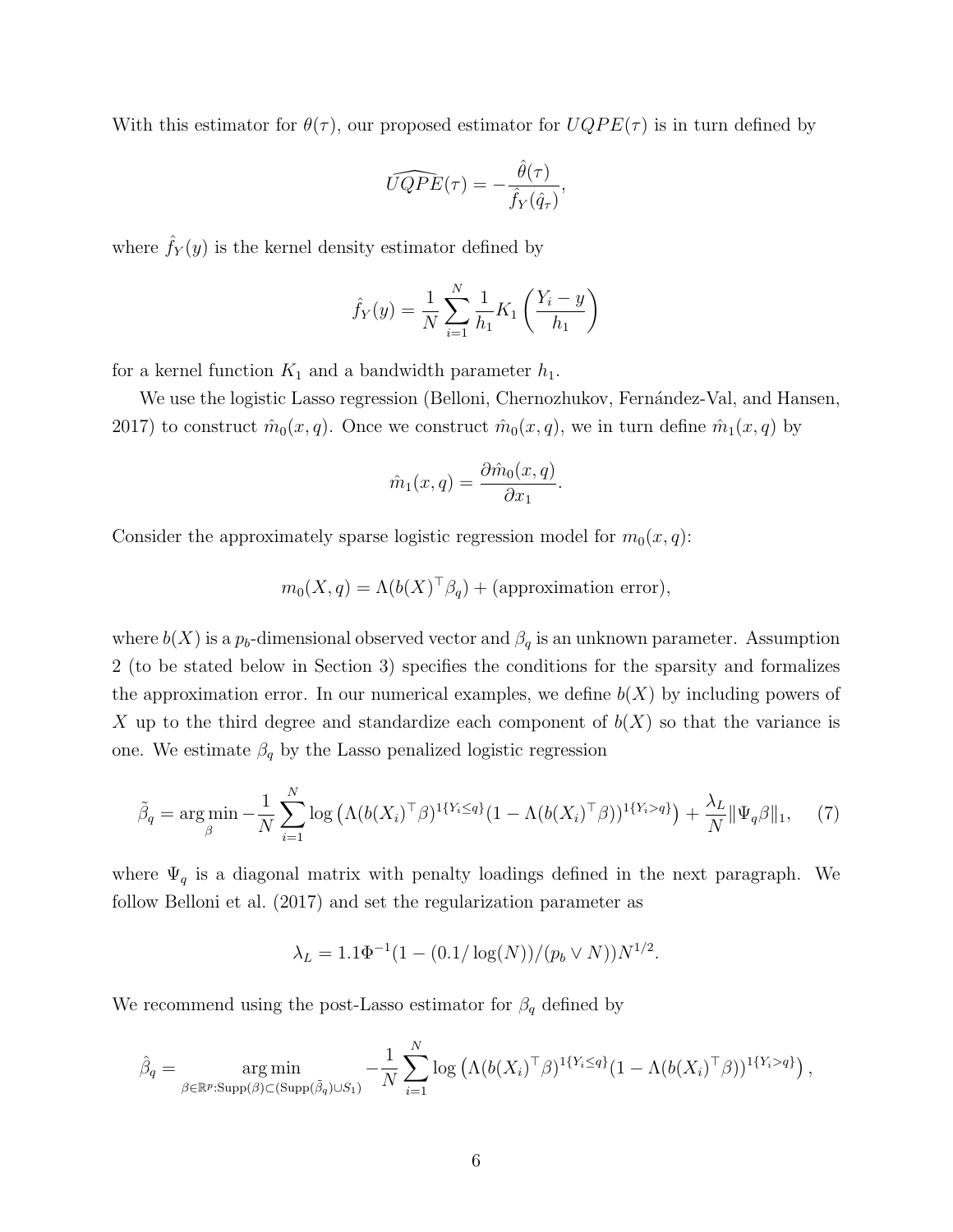With this estimator for $\theta(\tau)$, our proposed estimator for $UQPE(\tau)$ is in turn defined by

$$\widehat{UQPE}(\tau) = -\frac{\hat{\theta}(\tau)}{\hat{f}_Y(\hat{q}_\tau)},$$

where $\hat{f}_Y(y)$ is the kernel density estimator defined by

$$\hat{f}_Y(y) = \frac{1}{N}\sum_{i=1}^{N} \frac{1}{h_1} K_1\left(\frac{Y_i - y}{h_1}\right)$$

for a kernel function $K_1$ and a bandwidth parameter $h_1$.

We use the logistic Lasso regression (Belloni, Chernozhukov, Fernández-Val, and Hansen, 2017) to construct $\hat{m}_0(x, q)$. Once we construct $\hat{m}_0(x, q)$, we in turn define $\hat{m}_1(x, q)$ by

$$\hat{m}_1(x, q) = \frac{\partial \hat{m}_0(x, q)}{\partial x_1}.$$

Consider the approximately sparse logistic regression model for $m_0(x, q)$:

$$m_0(X, q) = \Lambda(b(X)^\top \beta_q) + (\text{approximation error}),$$

where $b(X)$ is a $p_b$-dimensional observed vector and $\beta_q$ is an unknown parameter. Assumption 2 (to be stated below in Section 3) specifies the conditions for the sparsity and formalizes the approximation error. In our numerical examples, we define $b(X)$ by including powers of $X$ up to the third degree and standardize each component of $b(X)$ so that the variance is one. We estimate $\beta_q$ by the Lasso penalized logistic regression

$$\tilde{\beta}_q = \arg\min_{\beta} -\frac{1}{N}\sum_{i=1}^{N} \log\left(\Lambda(b(X_i)^\top \beta)^{1\{Y_i \le q\}}(1 - \Lambda(b(X_i)^\top \beta))^{1\{Y_i > q\}}\right) + \frac{\lambda_L}{N}\|\Psi_q \beta\|_1, \quad (7)$$

where $\Psi_q$ is a diagonal matrix with penalty loadings defined in the next paragraph. We follow Belloni et al. (2017) and set the regularization parameter as

$$\lambda_L = 1.1\Phi^{-1}(1 - (0.1/\log(N))/(p_b \vee N))N^{1/2}.$$

We recommend using the post-Lasso estimator for $\beta_q$ defined by

$$\hat{\beta}_q = \underset{\beta \in \mathbb{R}^p : \text{Supp}(\beta) \subset (\text{Supp}(\tilde{\beta}_q) \cup S_1)}{\arg\min} -\frac{1}{N}\sum_{i=1}^{N} \log\left(\Lambda(b(X_i)^\top \beta)^{1\{Y_i \le q\}}(1 - \Lambda(b(X_i)^\top \beta))^{1\{Y_i > q\}}\right),$$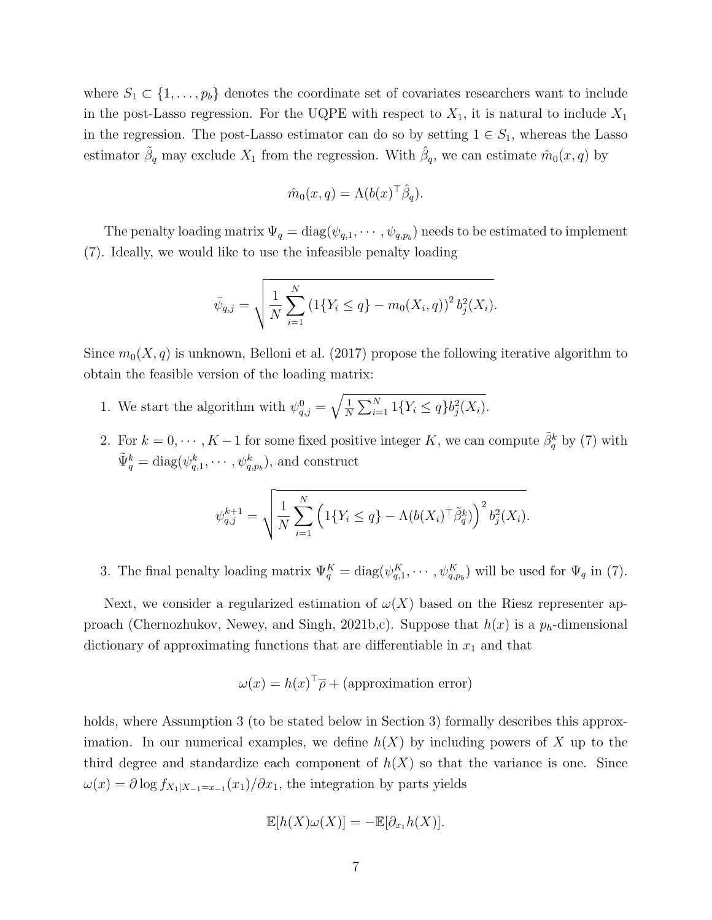where $S_1 \subset \{1, \ldots, p_b\}$ denotes the coordinate set of covariates researchers want to include in the post-Lasso regression. For the UQPE with respect to $X_1$, it is natural to include $X_1$ in the regression. The post-Lasso estimator can do so by setting $1 \in S_1$, whereas the Lasso estimator $\tilde{\beta}_q$ may exclude $X_1$ from the regression. With $\hat{\beta}_q$, we can estimate $\hat{m}_0(x, q)$ by

$$\hat{m}_0(x, q) = \Lambda(b(x)^\top \hat{\beta}_q).$$

The penalty loading matrix $\Psi_q = \text{diag}(\psi_{q,1}, \cdots, \psi_{q,p_b})$ needs to be estimated to implement (7). Ideally, we would like to use the infeasible penalty loading

$$\bar{\psi}_{q,j} = \sqrt{\frac{1}{N} \sum_{i=1}^{N} \left(1\{Y_i \leq q\} - m_0(X_i, q)\right)^2 b_j^2(X_i)}.$$

Since $m_0(X, q)$ is unknown, Belloni et al. (2017) propose the following iterative algorithm to obtain the feasible version of the loading matrix:

1. We start the algorithm with $\psi_{q,j}^0 = \sqrt{\frac{1}{N} \sum_{i=1}^{N} 1\{Y_i \leq q\} b_j^2(X_i)}$.

2. For $k = 0, \cdots, K-1$ for some fixed positive integer $K$, we can compute $\tilde{\beta}_q^k$ by (7) with $\tilde{\Psi}_q^k = \text{diag}(\psi_{q,1}^k, \cdots, \psi_{q,p_b}^k)$, and construct

$$\psi_{q,j}^{k+1} = \sqrt{\frac{1}{N} \sum_{i=1}^{N} \left(1\{Y_i \leq q\} - \Lambda(b(X_i)^\top \tilde{\beta}_q^k)\right)^2 b_j^2(X_i)}.$$

3. The final penalty loading matrix $\Psi_q^K = \text{diag}(\psi_{q,1}^K, \cdots, \psi_{q,p_b}^K)$ will be used for $\Psi_q$ in (7).

Next, we consider a regularized estimation of $\omega(X)$ based on the Riesz representer approach (Chernozhukov, Newey, and Singh, 2021b,c). Suppose that $h(x)$ is a $p_h$-dimensional dictionary of approximating functions that are differentiable in $x_1$ and that

$$\omega(x) = h(x)^\top \overline{\rho} + \text{(approximation error)}$$

holds, where Assumption 3 (to be stated below in Section 3) formally describes this approximation. In our numerical examples, we define $h(X)$ by including powers of $X$ up to the third degree and standardize each component of $h(X)$ so that the variance is one. Since $\omega(x) = \partial \log f_{X_1|X_{-1}=x_{-1}}(x_1)/\partial x_1$, the integration by parts yields

$$\mathbb{E}[h(X)\omega(X)] = -\mathbb{E}[\partial_{x_1} h(X)].$$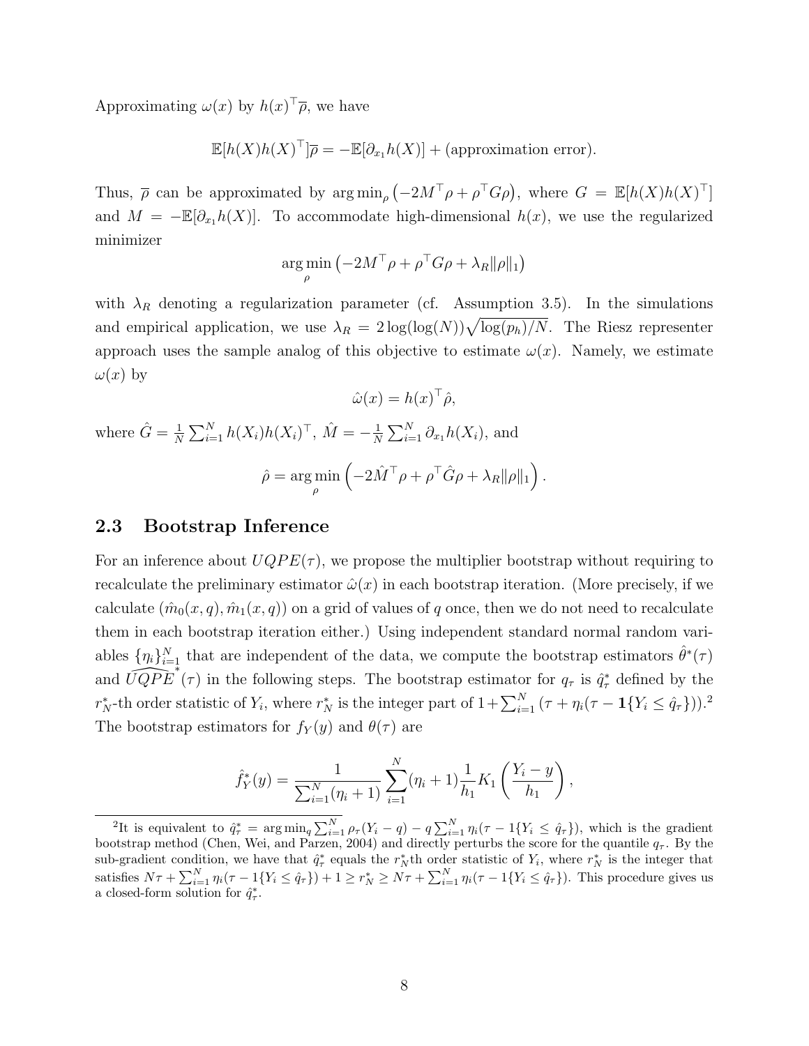Approximating $\omega(x)$ by $h(x)^\top \overline{\rho}$, we have

$$\mathbb{E}[h(X)h(X)^\top]\overline{\rho} = -\mathbb{E}[\partial_{x_1} h(X)] + (\text{approximation error}).$$

Thus, $\overline{\rho}$ can be approximated by $\arg\min_\rho \left(-2M^\top \rho + \rho^\top G \rho\right)$, where $G = \mathbb{E}[h(X)h(X)^\top]$ and $M = -\mathbb{E}[\partial_{x_1} h(X)]$. To accommodate high-dimensional $h(x)$, we use the regularized minimizer

$$\arg\min_\rho \left(-2M^\top \rho + \rho^\top G \rho + \lambda_R \|\rho\|_1\right)$$

with $\lambda_R$ denoting a regularization parameter (cf. Assumption 3.5). In the simulations and empirical application, we use $\lambda_R = 2\log(\log(N))\sqrt{\log(p_h)/N}$. The Riesz representer approach uses the sample analog of this objective to estimate $\omega(x)$. Namely, we estimate $\omega(x)$ by

$$\hat{\omega}(x) = h(x)^\top \hat{\rho},$$

where $\hat{G} = \frac{1}{N}\sum_{i=1}^N h(X_i)h(X_i)^\top$, $\hat{M} = -\frac{1}{N}\sum_{i=1}^N \partial_{x_1} h(X_i)$, and

$$\hat{\rho} = \arg\min_\rho \left(-2\hat{M}^\top \rho + \rho^\top \hat{G} \rho + \lambda_R \|\rho\|_1\right).$$

### 2.3 Bootstrap Inference

For an inference about $UQPE(\tau)$, we propose the multiplier bootstrap without requiring to recalculate the preliminary estimator $\hat{\omega}(x)$ in each bootstrap iteration. (More precisely, if we calculate $(\hat{m}_0(x,q), \hat{m}_1(x,q))$ on a grid of values of $q$ once, then we do not need to recalculate them in each bootstrap iteration either.) Using independent standard normal random variables $\{\eta_i\}_{i=1}^N$ that are independent of the data, we compute the bootstrap estimators $\hat{\theta}^*(\tau)$ and $\widehat{UQPE}^*(\tau)$ in the following steps. The bootstrap estimator for $q_\tau$ is $\hat{q}^*_\tau$ defined by the $r^*_N$-th order statistic of $Y_i$, where $r^*_N$ is the integer part of $1 + \sum_{i=1}^N (\tau + \eta_i(\tau - \mathbf{1}\{Y_i \leq \hat{q}_\tau\}))$.[2] The bootstrap estimators for $f_Y(y)$ and $\theta(\tau)$ are

$$\hat{f}^*_Y(y) = \frac{1}{\sum_{i=1}^N (\eta_i + 1)} \sum_{i=1}^N (\eta_i + 1) \frac{1}{h_1} K_1\left(\frac{Y_i - y}{h_1}\right),$$

[2] It is equivalent to $\hat{q}^*_\tau = \arg\min_q \sum_{i=1}^N \rho_\tau(Y_i - q) - q\sum_{i=1}^N \eta_i(\tau - 1\{Y_i \leq \hat{q}_\tau\})$, which is the gradient bootstrap method (Chen, Wei, and Parzen, 2004) and directly perturbs the score for the quantile $q_\tau$. By the sub-gradient condition, we have that $\hat{q}^*_\tau$ equals the $r^*_N$th order statistic of $Y_i$, where $r^*_N$ is the integer that satisfies $N\tau + \sum_{i=1}^N \eta_i(\tau - 1\{Y_i \leq \hat{q}_\tau\}) + 1 \geq r^*_N \geq N\tau + \sum_{i=1}^N \eta_i(\tau - 1\{Y_i \leq \hat{q}_\tau\})$. This procedure gives us a closed-form solution for $\hat{q}^*_\tau$.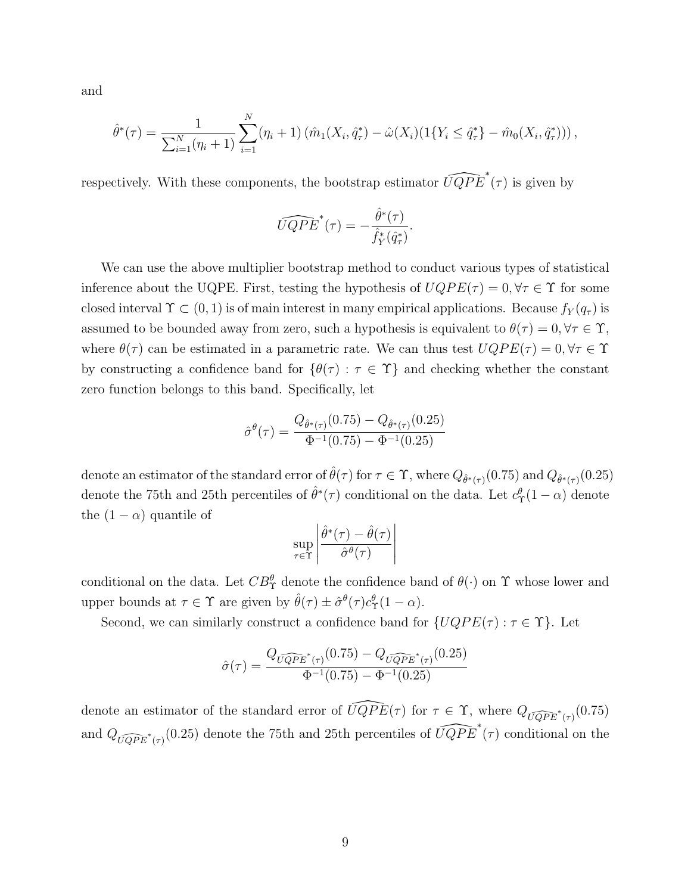and

$$\hat{\theta}^*(\tau) = \frac{1}{\sum_{i=1}^N (\eta_i + 1)} \sum_{i=1}^N (\eta_i + 1) \left( \hat{m}_1(X_i, \hat{q}^*_\tau) - \hat{\omega}(X_i)(1\{Y_i \leq \hat{q}^*_\tau\} - \hat{m}_0(X_i, \hat{q}^*_\tau)) \right),$$

respectively. With these components, the bootstrap estimator $\widehat{UQPE}^*(\tau)$ is given by

$$\widehat{UQPE}^*(\tau) = -\frac{\hat{\theta}^*(\tau)}{\hat{f}^*_Y(\hat{q}^*_\tau)}.$$

We can use the above multiplier bootstrap method to conduct various types of statistical inference about the UQPE. First, testing the hypothesis of $UQPE(\tau) = 0, \forall \tau \in \Upsilon$ for some closed interval $\Upsilon \subset (0, 1)$ is of main interest in many empirical applications. Because $f_Y(q_\tau)$ is assumed to be bounded away from zero, such a hypothesis is equivalent to $\theta(\tau) = 0, \forall \tau \in \Upsilon$, where $\theta(\tau)$ can be estimated in a parametric rate. We can thus test $UQPE(\tau) = 0, \forall \tau \in \Upsilon$ by constructing a confidence band for $\{\theta(\tau) : \tau \in \Upsilon\}$ and checking whether the constant zero function belongs to this band. Specifically, let

$$\hat{\sigma}^\theta(\tau) = \frac{Q_{\hat{\theta}^*(\tau)}(0.75) - Q_{\hat{\theta}^*(\tau)}(0.25)}{\Phi^{-1}(0.75) - \Phi^{-1}(0.25)}$$

denote an estimator of the standard error of $\hat{\theta}(\tau)$ for $\tau \in \Upsilon$, where $Q_{\hat{\theta}^*(\tau)}(0.75)$ and $Q_{\hat{\theta}^*(\tau)}(0.25)$ denote the 75th and 25th percentiles of $\hat{\theta}^*(\tau)$ conditional on the data. Let $c^\theta_\Upsilon(1 - \alpha)$ denote the $(1 - \alpha)$ quantile of

$$\sup_{\tau \in \Upsilon} \left| \frac{\hat{\theta}^*(\tau) - \hat{\theta}(\tau)}{\hat{\sigma}^\theta(\tau)} \right|$$

conditional on the data. Let $CB^\theta_\Upsilon$ denote the confidence band of $\theta(\cdot)$ on $\Upsilon$ whose lower and upper bounds at $\tau \in \Upsilon$ are given by $\hat{\theta}(\tau) \pm \hat{\sigma}^\theta(\tau) c^\theta_\Upsilon(1 - \alpha)$.

Second, we can similarly construct a confidence band for $\{UQPE(\tau) : \tau \in \Upsilon\}$. Let

$$\hat{\sigma}(\tau) = \frac{Q_{\widehat{UQPE}^*(\tau)}(0.75) - Q_{\widehat{UQPE}^*(\tau)}(0.25)}{\Phi^{-1}(0.75) - \Phi^{-1}(0.25)}$$

denote an estimator of the standard error of $\widehat{UQPE}(\tau)$ for $\tau \in \Upsilon$, where $Q_{\widehat{UQPE}^*(\tau)}(0.75)$ and $Q_{\widehat{UQPE}^*(\tau)}(0.25)$ denote the 75th and 25th percentiles of $\widehat{UQPE}^*(\tau)$ conditional on the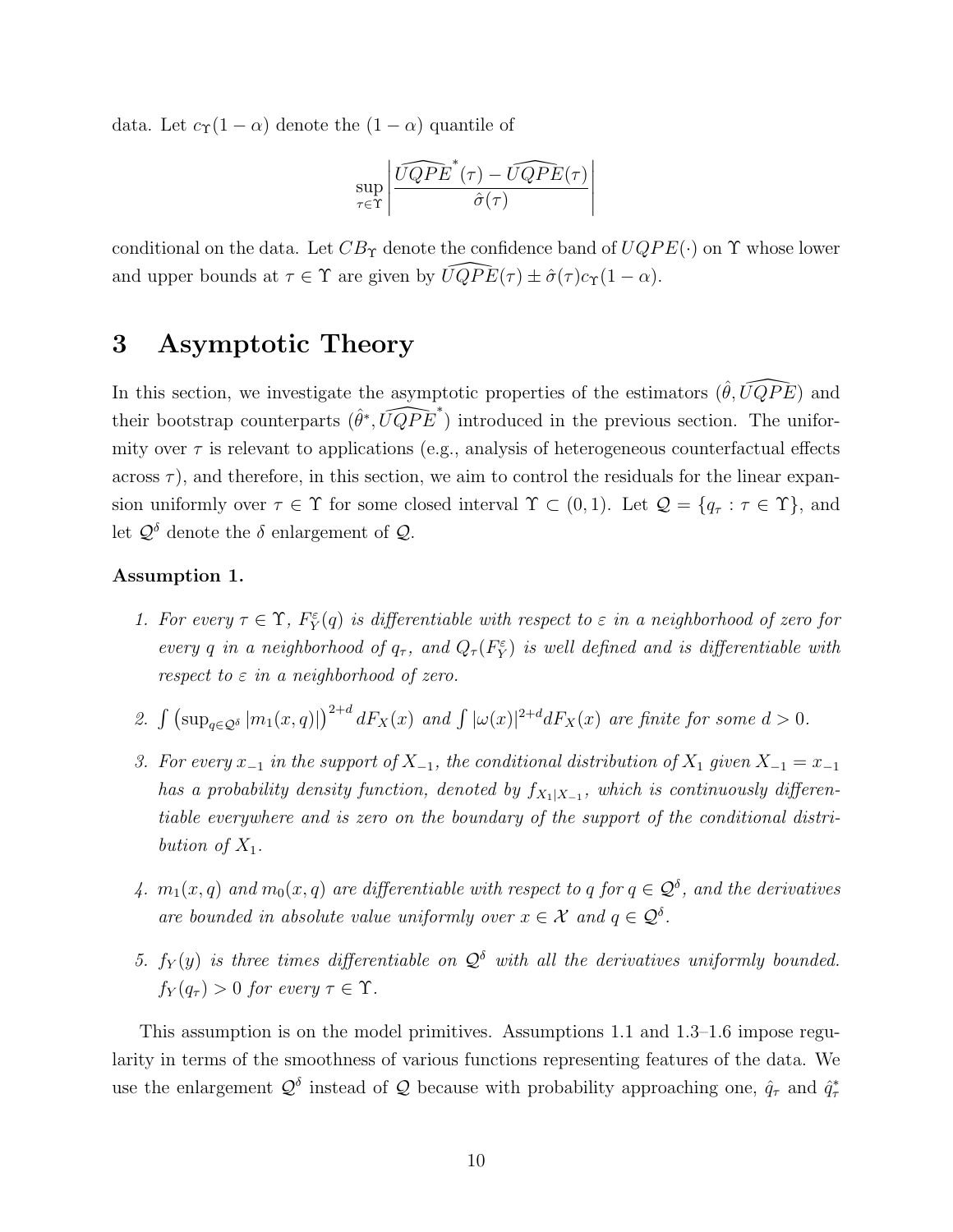data. Let $c_\Upsilon(1-\alpha)$ denote the $(1-\alpha)$ quantile of

$$\sup_{\tau \in \Upsilon} \left| \frac{\widehat{UQPE}^*(\tau) - \widehat{UQPE}(\tau)}{\hat{\sigma}(\tau)} \right|$$

conditional on the data. Let $CB_\Upsilon$ denote the confidence band of $UQPE(\cdot)$ on $\Upsilon$ whose lower and upper bounds at $\tau \in \Upsilon$ are given by $\widehat{UQPE}(\tau) \pm \hat{\sigma}(\tau) c_\Upsilon(1-\alpha)$.

# 3 Asymptotic Theory

In this section, we investigate the asymptotic properties of the estimators $(\hat{\theta}, \widehat{UQPE})$ and their bootstrap counterparts $(\hat{\theta}^*, \widehat{UQPE}^*)$ introduced in the previous section. The uniformity over $\tau$ is relevant to applications (e.g., analysis of heterogeneous counterfactual effects across $\tau$), and therefore, in this section, we aim to control the residuals for the linear expansion uniformly over $\tau \in \Upsilon$ for some closed interval $\Upsilon \subset (0,1)$. Let $\mathcal{Q} = \{q_\tau : \tau \in \Upsilon\}$, and let $\mathcal{Q}^\delta$ denote the $\delta$ enlargement of $\mathcal{Q}$.

**Assumption 1.**

1. *For every $\tau \in \Upsilon$, $F_Y^\varepsilon(q)$ is differentiable with respect to $\varepsilon$ in a neighborhood of zero for every $q$ in a neighborhood of $q_\tau$, and $Q_\tau(F_Y^\varepsilon)$ is well defined and is differentiable with respect to $\varepsilon$ in a neighborhood of zero.*

2. *$\int \left(\sup_{q \in \mathcal{Q}^\delta} |m_1(x,q)|\right)^{2+d} dF_X(x)$ and $\int |\omega(x)|^{2+d} dF_X(x)$ are finite for some $d > 0$.*

3. *For every $x_{-1}$ in the support of $X_{-1}$, the conditional distribution of $X_1$ given $X_{-1} = x_{-1}$ has a probability density function, denoted by $f_{X_1|X_{-1}}$, which is continuously differentiable everywhere and is zero on the boundary of the support of the conditional distribution of $X_1$.*

4. *$m_1(x,q)$ and $m_0(x,q)$ are differentiable with respect to $q$ for $q \in \mathcal{Q}^\delta$, and the derivatives are bounded in absolute value uniformly over $x \in \mathcal{X}$ and $q \in \mathcal{Q}^\delta$.*

5. *$f_Y(y)$ is three times differentiable on $\mathcal{Q}^\delta$ with all the derivatives uniformly bounded. $f_Y(q_\tau) > 0$ for every $\tau \in \Upsilon$.*

This assumption is on the model primitives. Assumptions 1.1 and 1.3–1.6 impose regularity in terms of the smoothness of various functions representing features of the data. We use the enlargement $\mathcal{Q}^\delta$ instead of $\mathcal{Q}$ because with probability approaching one, $\hat{q}_\tau$ and $\hat{q}_\tau^*$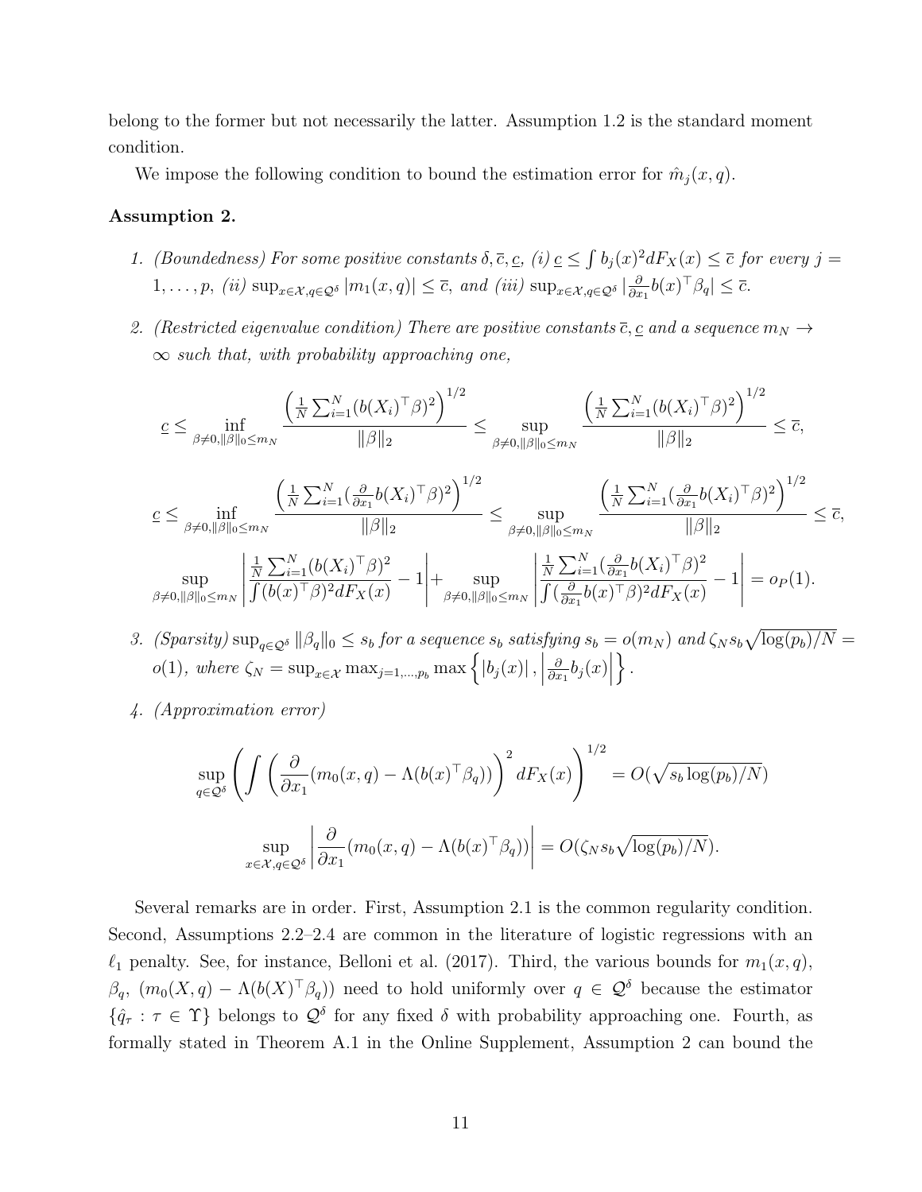belong to the former but not necessarily the latter. Assumption 1.2 is the standard moment condition.

We impose the following condition to bound the estimation error for $\hat{m}_j(x,q)$.

**Assumption 2.**

1. *(Boundedness) For some positive constants $\delta, \overline{c}, \underline{c}$, (i) $\underline{c} \leq \int b_j(x)^2 dF_X(x) \leq \overline{c}$ for every $j = 1,\ldots,p$, (ii) $\sup_{x\in\mathcal{X},q\in\mathcal{Q}^\delta} |m_1(x,q)| \leq \overline{c}$, and (iii) $\sup_{x\in\mathcal{X},q\in\mathcal{Q}^\delta} |\frac{\partial}{\partial x_1} b(x)^\top \beta_q| \leq \overline{c}$.*

2. *(Restricted eigenvalue condition) There are positive constants $\overline{c}, \underline{c}$ and a sequence $m_N \to \infty$ such that, with probability approaching one,*

$$\underline{c} \leq \inf_{\beta\neq 0, \|\beta\|_0 \leq m_N} \frac{\left(\frac{1}{N}\sum_{i=1}^N (b(X_i)^\top \beta)^2\right)^{1/2}}{\|\beta\|_2} \leq \sup_{\beta\neq 0, \|\beta\|_0 \leq m_N} \frac{\left(\frac{1}{N}\sum_{i=1}^N (b(X_i)^\top \beta)^2\right)^{1/2}}{\|\beta\|_2} \leq \overline{c},$$

$$\underline{c} \leq \inf_{\beta\neq 0, \|\beta\|_0 \leq m_N} \frac{\left(\frac{1}{N}\sum_{i=1}^N (\frac{\partial}{\partial x_1} b(X_i)^\top \beta)^2\right)^{1/2}}{\|\beta\|_2} \leq \sup_{\beta\neq 0, \|\beta\|_0 \leq m_N} \frac{\left(\frac{1}{N}\sum_{i=1}^N (\frac{\partial}{\partial x_1} b(X_i)^\top \beta)^2\right)^{1/2}}{\|\beta\|_2} \leq \overline{c},$$

$$\sup_{\beta\neq 0, \|\beta\|_0 \leq m_N} \left| \frac{\frac{1}{N}\sum_{i=1}^N (b(X_i)^\top \beta)^2}{\int (b(x)^\top \beta)^2 dF_X(x)} - 1 \right| + \sup_{\beta\neq 0, \|\beta\|_0 \leq m_N} \left| \frac{\frac{1}{N}\sum_{i=1}^N (\frac{\partial}{\partial x_1} b(X_i)^\top \beta)^2}{\int (\frac{\partial}{\partial x_1} b(x)^\top \beta)^2 dF_X(x)} - 1 \right| = o_P(1).$$

3. *(Sparsity) $\sup_{q\in\mathcal{Q}^\delta} \|\beta_q\|_0 \leq s_b$ for a sequence $s_b$ satisfying $s_b = o(m_N)$ and $\zeta_N s_b \sqrt{\log(p_b)/N} = o(1)$, where $\zeta_N = \sup_{x\in\mathcal{X}} \max_{j=1,\ldots,p_b} \max\left\{ |b_j(x)|, \left|\frac{\partial}{\partial x_1} b_j(x)\right| \right\}$.*

4. *(Approximation error)*

$$\sup_{q\in\mathcal{Q}^\delta} \left( \int \left( \frac{\partial}{\partial x_1}(m_0(x,q) - \Lambda(b(x)^\top \beta_q)) \right)^2 dF_X(x) \right)^{1/2} = O(\sqrt{s_b \log(p_b)/N})$$

$$\sup_{x\in\mathcal{X},q\in\mathcal{Q}^\delta} \left| \frac{\partial}{\partial x_1}(m_0(x,q) - \Lambda(b(x)^\top \beta_q)) \right| = O(\zeta_N s_b \sqrt{\log(p_b)/N}).$$

Several remarks are in order. First, Assumption 2.1 is the common regularity condition. Second, Assumptions 2.2–2.4 are common in the literature of logistic regressions with an $\ell_1$ penalty. See, for instance, Belloni et al. (2017). Third, the various bounds for $m_1(x,q)$, $\beta_q$, $(m_0(X,q) - \Lambda(b(X)^\top \beta_q))$ need to hold uniformly over $q \in \mathcal{Q}^\delta$ because the estimator $\{\hat{q}_\tau : \tau \in \Upsilon\}$ belongs to $\mathcal{Q}^\delta$ for any fixed $\delta$ with probability approaching one. Fourth, as formally stated in Theorem A.1 in the Online Supplement, Assumption 2 can bound the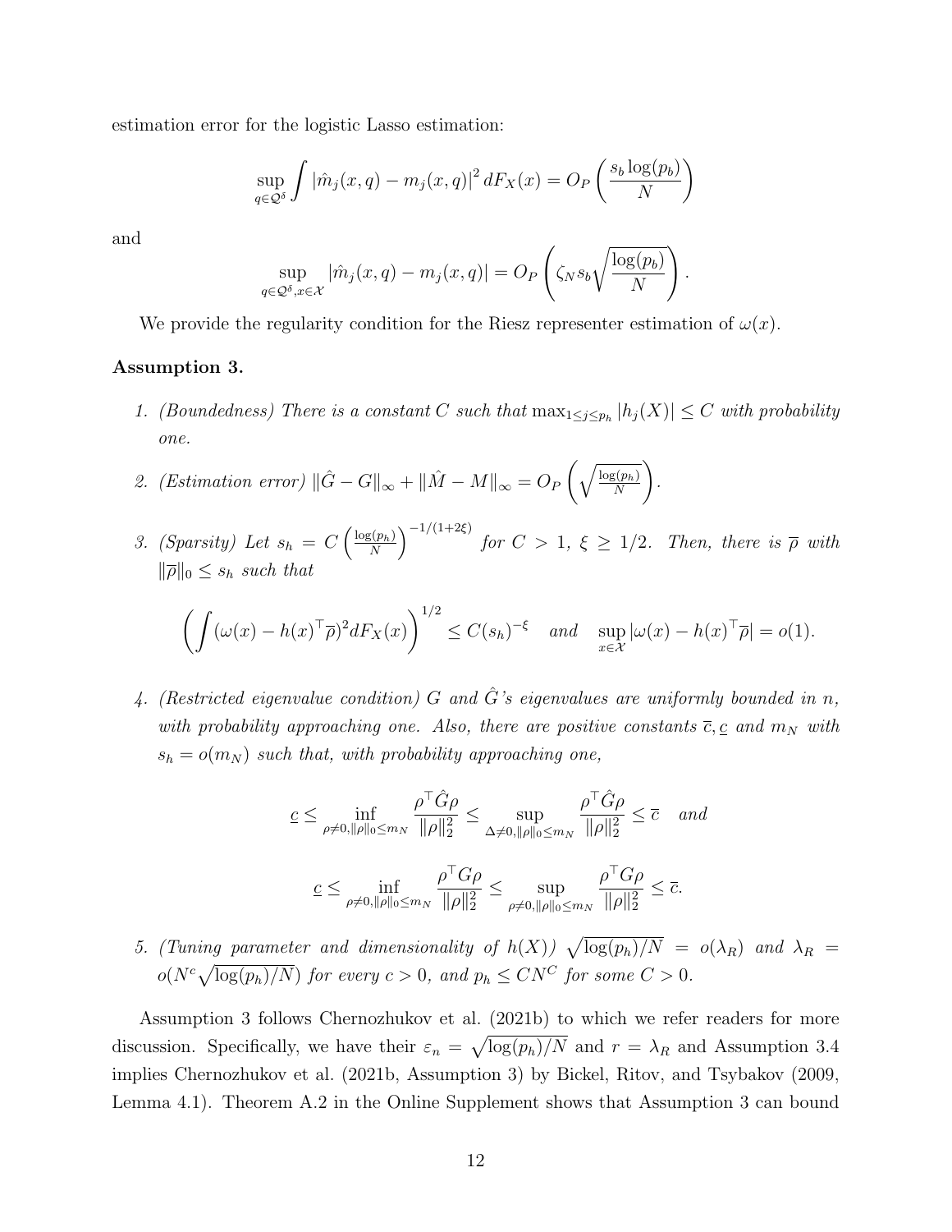estimation error for the logistic Lasso estimation:

$$\sup_{q \in \mathcal{Q}^\delta} \int |\hat{m}_j(x,q) - m_j(x,q)|^2 \, dF_X(x) = O_P\left(\frac{s_b \log(p_b)}{N}\right)$$

and

$$\sup_{q \in \mathcal{Q}^\delta, x \in \mathcal{X}} |\hat{m}_j(x,q) - m_j(x,q)| = O_P\left(\zeta_N s_b \sqrt{\frac{\log(p_b)}{N}}\right).$$

We provide the regularity condition for the Riesz representer estimation of $\omega(x)$.

**Assumption 3.**

1. *(Boundedness) There is a constant $C$ such that $\max_{1 \le j \le p_h} |h_j(X)| \le C$ with probability one.*

2. *(Estimation error) $\|\hat{G} - G\|_\infty + \|\hat{M} - M\|_\infty = O_P\left(\sqrt{\frac{\log(p_h)}{N}}\right)$.*

3. *(Sparsity) Let $s_h = C\left(\frac{\log(p_h)}{N}\right)^{-1/(1+2\xi)}$ for $C > 1$, $\xi \ge 1/2$. Then, there is $\overline{\rho}$ with $\|\overline{\rho}\|_0 \le s_h$ such that*

$$\left(\int (\omega(x) - h(x)^\top \overline{\rho})^2 dF_X(x)\right)^{1/2} \le C(s_h)^{-\xi} \quad \text{and} \quad \sup_{x \in \mathcal{X}} |\omega(x) - h(x)^\top \overline{\rho}| = o(1).$$

4. *(Restricted eigenvalue condition) $G$ and $\hat{G}$'s eigenvalues are uniformly bounded in $n$, with probability approaching one. Also, there are positive constants $\overline{c}, \underline{c}$ and $m_N$ with $s_h = o(m_N)$ such that, with probability approaching one,*

$$\underline{c} \le \inf_{\rho \ne 0, \|\rho\|_0 \le m_N} \frac{\rho^\top \hat{G} \rho}{\|\rho\|_2^2} \le \sup_{\Delta \ne 0, \|\rho\|_0 \le m_N} \frac{\rho^\top \hat{G} \rho}{\|\rho\|_2^2} \le \overline{c} \quad \text{and}$$

$$\underline{c} \le \inf_{\rho \ne 0, \|\rho\|_0 \le m_N} \frac{\rho^\top G \rho}{\|\rho\|_2^2} \le \sup_{\rho \ne 0, \|\rho\|_0 \le m_N} \frac{\rho^\top G \rho}{\|\rho\|_2^2} \le \overline{c}.$$

5. *(Tuning parameter and dimensionality of $h(X)$) $\sqrt{\log(p_h)/N} = o(\lambda_R)$ and $\lambda_R = o(N^c \sqrt{\log(p_h)/N})$ for every $c > 0$, and $p_h \le CN^C$ for some $C > 0$.*

Assumption 3 follows Chernozhukov et al. (2021b) to which we refer readers for more discussion. Specifically, we have their $\varepsilon_n = \sqrt{\log(p_h)/N}$ and $r = \lambda_R$ and Assumption 3.4 implies Chernozhukov et al. (2021b, Assumption 3) by Bickel, Ritov, and Tsybakov (2009, Lemma 4.1). Theorem A.2 in the Online Supplement shows that Assumption 3 can bound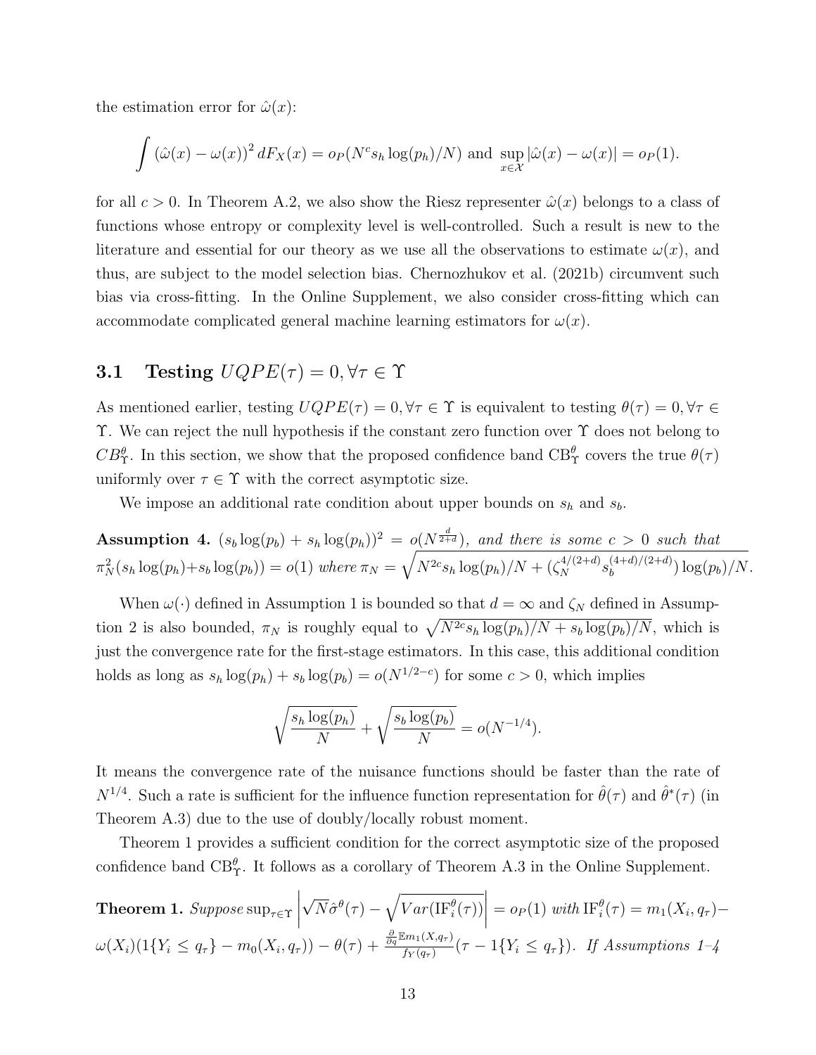the estimation error for $\hat{\omega}(x)$:

$$\int (\hat{\omega}(x) - \omega(x))^2 dF_X(x) = o_P(N^c s_h \log(p_h)/N) \text{ and } \sup_{x \in \mathcal{X}} |\hat{\omega}(x) - \omega(x)| = o_P(1).$$

for all $c > 0$. In Theorem A.2, we also show the Riesz representer $\hat{\omega}(x)$ belongs to a class of functions whose entropy or complexity level is well-controlled. Such a result is new to the literature and essential for our theory as we use all the observations to estimate $\omega(x)$, and thus, are subject to the model selection bias. Chernozhukov et al. (2021b) circumvent such bias via cross-fitting. In the Online Supplement, we also consider cross-fitting which can accommodate complicated general machine learning estimators for $\omega(x)$.

## 3.1 Testing $UQPE(\tau) = 0, \forall \tau \in \Upsilon$

As mentioned earlier, testing $UQPE(\tau) = 0, \forall \tau \in \Upsilon$ is equivalent to testing $\theta(\tau) = 0, \forall \tau \in \Upsilon$. We can reject the null hypothesis if the constant zero function over $\Upsilon$ does not belong to $CB^{\theta}_{\Upsilon}$. In this section, we show that the proposed confidence band $\text{CB}^{\theta}_{\Upsilon}$ covers the true $\theta(\tau)$ uniformly over $\tau \in \Upsilon$ with the correct asymptotic size.

We impose an additional rate condition about upper bounds on $s_h$ and $s_b$.

**Assumption 4.** *$(s_b \log(p_b) + s_h \log(p_h))^2 = o(N^{\frac{d}{2+d}})$, and there is some $c > 0$ such that $\pi_N^2(s_h \log(p_h) + s_b \log(p_b)) = o(1)$ where $\pi_N = \sqrt{N^{2c} s_h \log(p_h)/N + (\zeta_N^{4/(2+d)} s_b^{(4+d)/(2+d)}) \log(p_b)/N}$.*

When $\omega(\cdot)$ defined in Assumption 1 is bounded so that $d = \infty$ and $\zeta_N$ defined in Assumption 2 is also bounded, $\pi_N$ is roughly equal to $\sqrt{N^{2c} s_h \log(p_h)/N + s_b \log(p_b)/N}$, which is just the convergence rate for the first-stage estimators. In this case, this additional condition holds as long as $s_h \log(p_h) + s_b \log(p_b) = o(N^{1/2-c})$ for some $c > 0$, which implies

$$\sqrt{\frac{s_h \log(p_h)}{N}} + \sqrt{\frac{s_b \log(p_b)}{N}} = o(N^{-1/4}).$$

It means the convergence rate of the nuisance functions should be faster than the rate of $N^{1/4}$. Such a rate is sufficient for the influence function representation for $\hat{\theta}(\tau)$ and $\hat{\theta}^*(\tau)$ (in Theorem A.3) due to the use of doubly/locally robust moment.

Theorem 1 provides a sufficient condition for the correct asymptotic size of the proposed confidence band $\text{CB}^{\theta}_{\Upsilon}$. It follows as a corollary of Theorem A.3 in the Online Supplement.

**Theorem 1.** *Suppose $\sup_{\tau \in \Upsilon} \left| \sqrt{N} \hat{\sigma}^{\theta}(\tau) - \sqrt{Var(\text{IF}^{\theta}_i(\tau))} \right| = o_P(1)$ with $\text{IF}^{\theta}_i(\tau) = m_1(X_i, q_\tau) - \omega(X_i)(1\{Y_i \leq q_\tau\} - m_0(X_i, q_\tau)) - \theta(\tau) + \frac{\frac{\partial}{\partial q}\mathbb{E}m_1(X, q_\tau)}{f_Y(q_\tau)}(\tau - 1\{Y_i \leq q_\tau\})$. If Assumptions 1–4*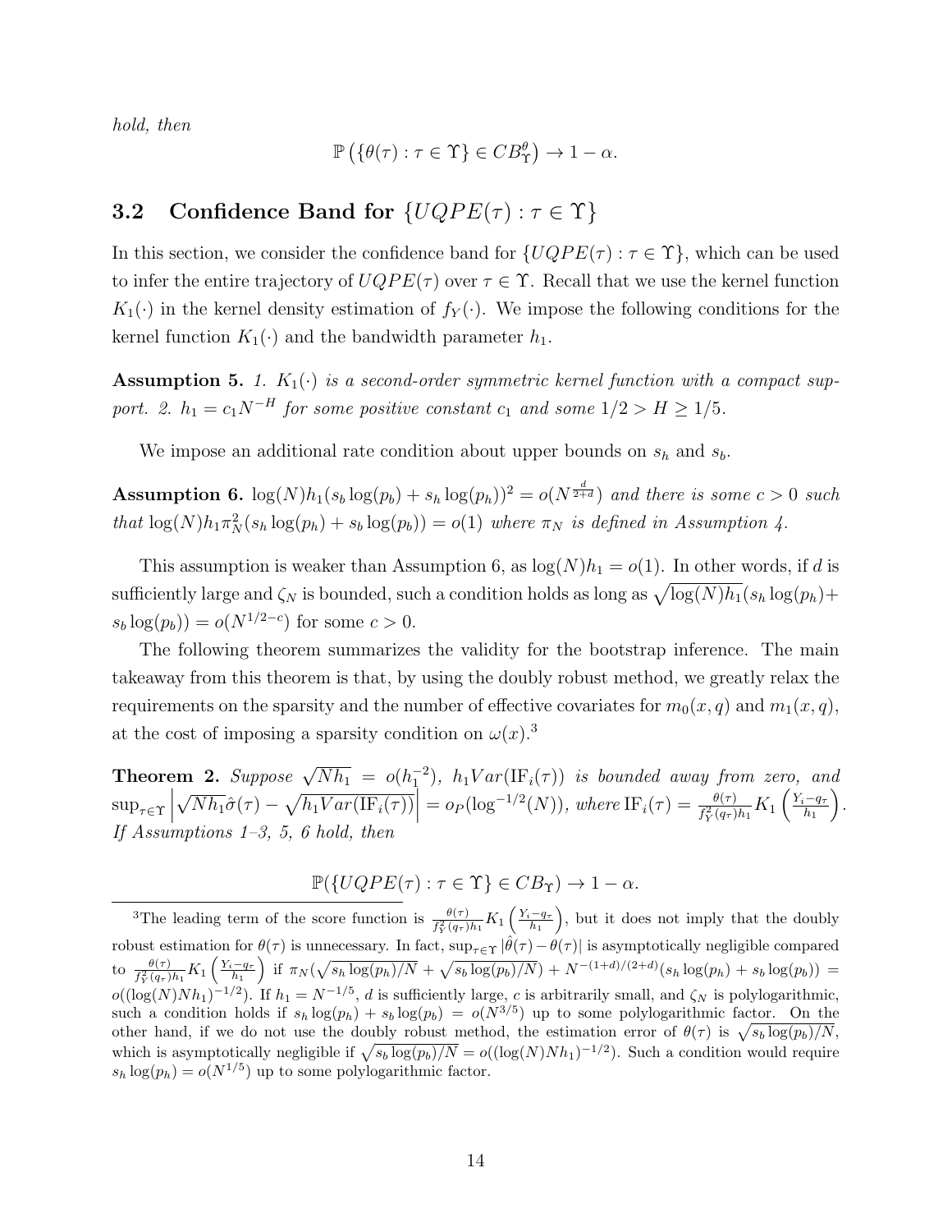*hold, then*

$$\mathbb{P}\left(\{\theta(\tau) : \tau \in \Upsilon\} \in CB^{\theta}_{\Upsilon}\right) \to 1 - \alpha.$$

## 3.2 Confidence Band for $\{UQPE(\tau) : \tau \in \Upsilon\}$

In this section, we consider the confidence band for $\{UQPE(\tau) : \tau \in \Upsilon\}$, which can be used to infer the entire trajectory of $UQPE(\tau)$ over $\tau \in \Upsilon$. Recall that we use the kernel function $K_1(\cdot)$ in the kernel density estimation of $f_Y(\cdot)$. We impose the following conditions for the kernel function $K_1(\cdot)$ and the bandwidth parameter $h_1$.

**Assumption 5.** *1. $K_1(\cdot)$ is a second-order symmetric kernel function with a compact support. 2. $h_1 = c_1 N^{-H}$ for some positive constant $c_1$ and some $1/2 > H \geq 1/5$.*

We impose an additional rate condition about upper bounds on $s_h$ and $s_b$.

**Assumption 6.** *$\log(N)h_1(s_b \log(p_b) + s_h \log(p_h))^2 = o(N^{\frac{d}{2+d}})$ and there is some $c > 0$ such that $\log(N)h_1\pi_N^2(s_h \log(p_h) + s_b \log(p_b)) = o(1)$ where $\pi_N$ is defined in Assumption 4.*

This assumption is weaker than Assumption 6, as $\log(N)h_1 = o(1)$. In other words, if $d$ is sufficiently large and $\zeta_N$ is bounded, such a condition holds as long as $\sqrt{\log(N)h_1}(s_h \log(p_h) + s_b \log(p_b)) = o(N^{1/2-c})$ for some $c > 0$.

The following theorem summarizes the validity for the bootstrap inference. The main takeaway from this theorem is that, by using the doubly robust method, we greatly relax the requirements on the sparsity and the number of effective covariates for $m_0(x, q)$ and $m_1(x, q)$, at the cost of imposing a sparsity condition on $\omega(x)$.[3]

**Theorem 2.** *Suppose $\sqrt{Nh_1} = o(h_1^{-2})$, $h_1 Var(\mathrm{IF}_i(\tau))$ is bounded away from zero, and $\sup_{\tau \in \Upsilon}\left|\sqrt{Nh_1}\hat{\sigma}(\tau) - \sqrt{h_1 Var(\mathrm{IF}_i(\tau))}\right| = o_P(\log^{-1/2}(N))$, where $\mathrm{IF}_i(\tau) = \frac{\theta(\tau)}{f_Y^2(q_\tau)h_1}K_1\left(\frac{Y_i - q_\tau}{h_1}\right)$. If Assumptions 1–3, 5, 6 hold, then*

$$\mathbb{P}(\{UQPE(\tau) : \tau \in \Upsilon\} \in CB_{\Upsilon}) \to 1 - \alpha.$$

[3] The leading term of the score function is $\frac{\theta(\tau)}{f_Y^2(q_\tau)h_1}K_1\left(\frac{Y_i - q_\tau}{h_1}\right)$, but it does not imply that the doubly robust estimation for $\theta(\tau)$ is unnecessary. In fact, $\sup_{\tau \in \Upsilon}|\hat{\theta}(\tau) - \theta(\tau)|$ is asymptotically negligible compared to $\frac{\theta(\tau)}{f_Y^2(q_\tau)h_1}K_1\left(\frac{Y_i - q_\tau}{h_1}\right)$ if $\pi_N(\sqrt{s_h \log(p_h)/N} + \sqrt{s_b \log(p_b)/N}) + N^{-(1+d)/(2+d)}(s_h \log(p_h) + s_b \log(p_b)) = o((\log(N)Nh_1)^{-1/2})$. If $h_1 = N^{-1/5}$, $d$ is sufficiently large, $c$ is arbitrarily small, and $\zeta_N$ is polylogarithmic, such a condition holds if $s_h \log(p_h) + s_b \log(p_b) = o(N^{3/5})$ up to some polylogarithmic factor. On the other hand, if we do not use the doubly robust method, the estimation error of $\theta(\tau)$ is $\sqrt{s_b \log(p_b)/N}$, which is asymptotically negligible if $\sqrt{s_b \log(p_b)/N} = o((\log(N)Nh_1)^{-1/2})$. Such a condition would require $s_h \log(p_h) = o(N^{1/5})$ up to some polylogarithmic factor.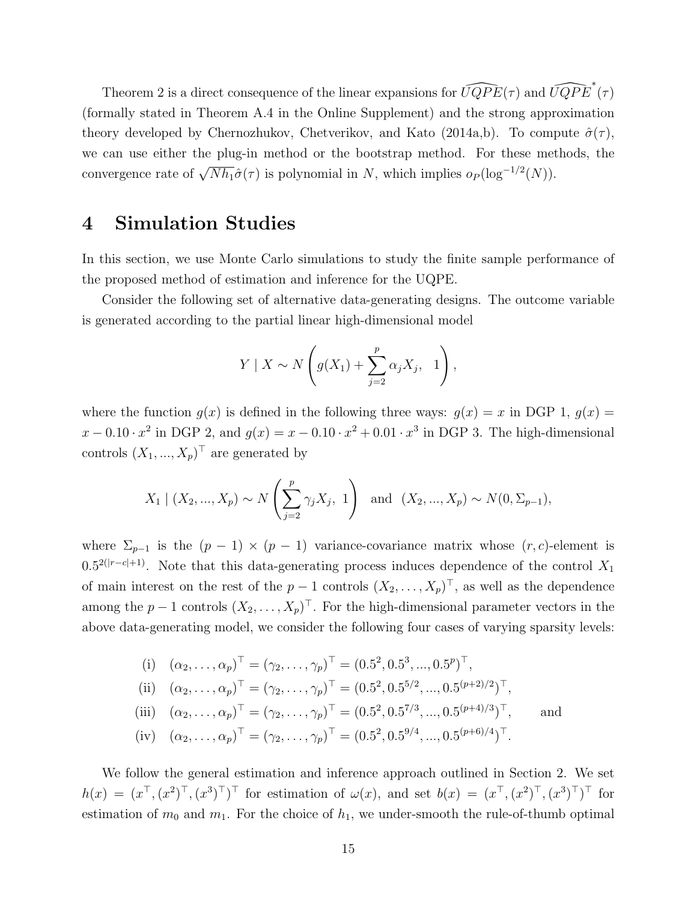Theorem 2 is a direct consequence of the linear expansions for $\widehat{UQPE}(\tau)$ and $\widehat{UQPE}^*(\tau)$ (formally stated in Theorem A.4 in the Online Supplement) and the strong approximation theory developed by Chernozhukov, Chetverikov, and Kato (2014a,b). To compute $\hat{\sigma}(\tau)$, we can use either the plug-in method or the bootstrap method. For these methods, the convergence rate of $\sqrt{Nh_1}\hat{\sigma}(\tau)$ is polynomial in $N$, which implies $o_P(\log^{-1/2}(N))$.

# 4 Simulation Studies

In this section, we use Monte Carlo simulations to study the finite sample performance of the proposed method of estimation and inference for the UQPE.

Consider the following set of alternative data-generating designs. The outcome variable is generated according to the partial linear high-dimensional model

$$Y \mid X \sim N\left( g(X_1) + \sum_{j=2}^{p} \alpha_j X_j, \;\; 1 \right),$$

where the function $g(x)$ is defined in the following three ways: $g(x) = x$ in DGP 1, $g(x) = x - 0.10 \cdot x^2$ in DGP 2, and $g(x) = x - 0.10 \cdot x^2 + 0.01 \cdot x^3$ in DGP 3. The high-dimensional controls $(X_1, ..., X_p)^\top$ are generated by

$$X_1 \mid (X_2, ..., X_p) \sim N\left( \sum_{j=2}^{p} \gamma_j X_j, \;\; 1 \right) \quad \text{and} \quad (X_2, ..., X_p) \sim N(0, \Sigma_{p-1}),$$

where $\Sigma_{p-1}$ is the $(p-1) \times (p-1)$ variance-covariance matrix whose $(r, c)$-element is $0.5^{2(|r-c|+1)}$. Note that this data-generating process induces dependence of the control $X_1$ of main interest on the rest of the $p-1$ controls $(X_2, \ldots, X_p)^\top$, as well as the dependence among the $p-1$ controls $(X_2, \ldots, X_p)^\top$. For the high-dimensional parameter vectors in the above data-generating model, we consider the following four cases of varying sparsity levels:

$$\begin{aligned}
&\text{(i)} \quad (\alpha_2, \ldots, \alpha_p)^\top = (\gamma_2, \ldots, \gamma_p)^\top = (0.5^2, 0.5^3, ..., 0.5^p)^\top, \\
&\text{(ii)} \quad (\alpha_2, \ldots, \alpha_p)^\top = (\gamma_2, \ldots, \gamma_p)^\top = (0.5^2, 0.5^{5/2}, ..., 0.5^{(p+2)/2})^\top, \\
&\text{(iii)} \quad (\alpha_2, \ldots, \alpha_p)^\top = (\gamma_2, \ldots, \gamma_p)^\top = (0.5^2, 0.5^{7/3}, ..., 0.5^{(p+4)/3})^\top, \qquad \text{and} \\
&\text{(iv)} \quad (\alpha_2, \ldots, \alpha_p)^\top = (\gamma_2, \ldots, \gamma_p)^\top = (0.5^2, 0.5^{9/4}, ..., 0.5^{(p+6)/4})^\top.
\end{aligned}$$

We follow the general estimation and inference approach outlined in Section 2. We set $h(x) = (x^\top, (x^2)^\top, (x^3)^\top)^\top$ for estimation of $\omega(x)$, and set $b(x) = (x^\top, (x^2)^\top, (x^3)^\top)^\top$ for estimation of $m_0$ and $m_1$. For the choice of $h_1$, we under-smooth the rule-of-thumb optimal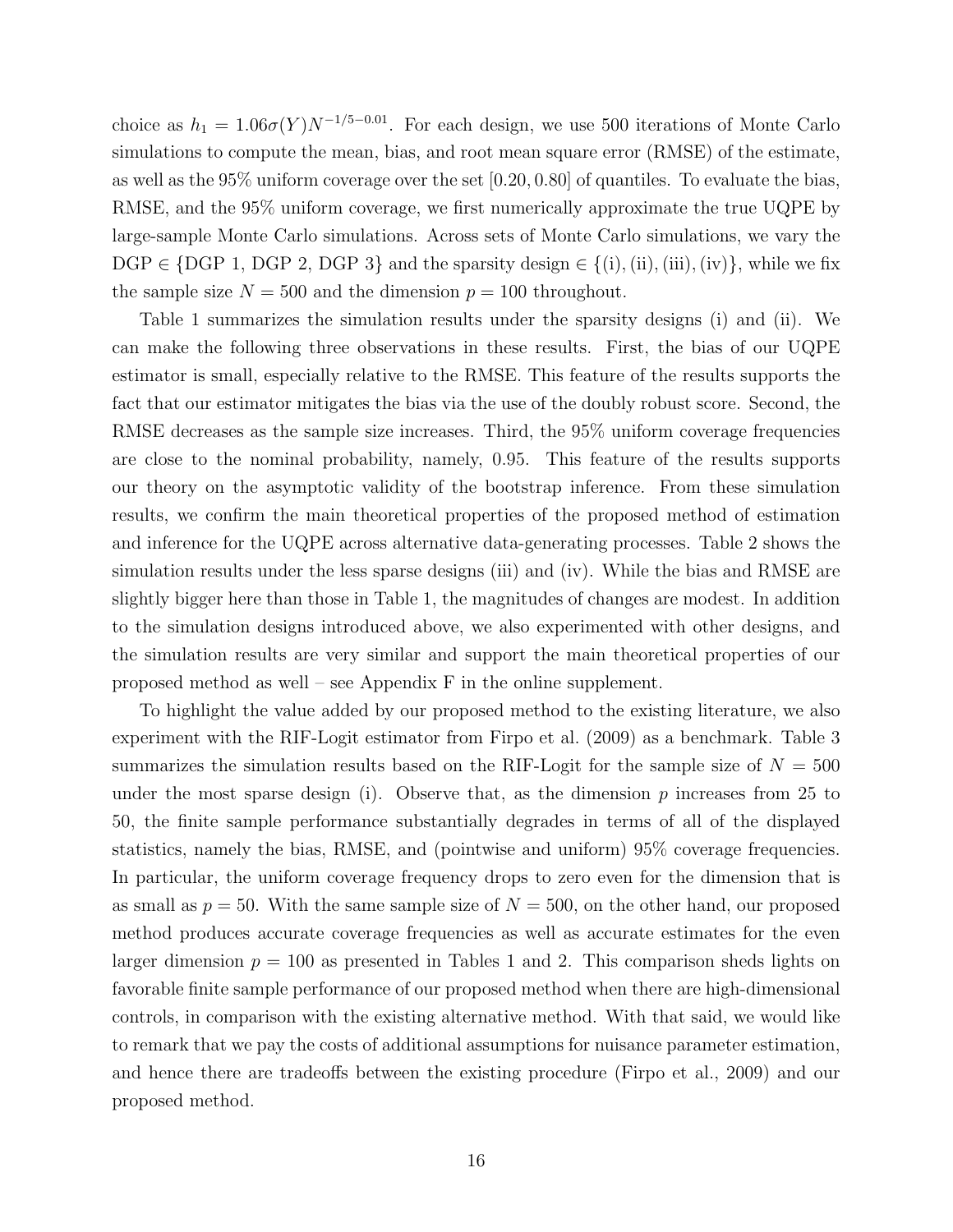choice as $h_1 = 1.06\sigma(Y)N^{-1/5-0.01}$. For each design, we use 500 iterations of Monte Carlo simulations to compute the mean, bias, and root mean square error (RMSE) of the estimate, as well as the 95% uniform coverage over the set $[0.20, 0.80]$ of quantiles. To evaluate the bias, RMSE, and the 95% uniform coverage, we first numerically approximate the true UQPE by large-sample Monte Carlo simulations. Across sets of Monte Carlo simulations, we vary the DGP $\in$ {DGP 1, DGP 2, DGP 3} and the sparsity design $\in \{(\text{i}), (\text{ii}), (\text{iii}), (\text{iv})\}$, while we fix the sample size $N = 500$ and the dimension $p = 100$ throughout.

Table 1 summarizes the simulation results under the sparsity designs (i) and (ii). We can make the following three observations in these results. First, the bias of our UQPE estimator is small, especially relative to the RMSE. This feature of the results supports the fact that our estimator mitigates the bias via the use of the doubly robust score. Second, the RMSE decreases as the sample size increases. Third, the 95% uniform coverage frequencies are close to the nominal probability, namely, 0.95. This feature of the results supports our theory on the asymptotic validity of the bootstrap inference. From these simulation results, we confirm the main theoretical properties of the proposed method of estimation and inference for the UQPE across alternative data-generating processes. Table 2 shows the simulation results under the less sparse designs (iii) and (iv). While the bias and RMSE are slightly bigger here than those in Table 1, the magnitudes of changes are modest. In addition to the simulation designs introduced above, we also experimented with other designs, and the simulation results are very similar and support the main theoretical properties of our proposed method as well – see Appendix F in the online supplement.

To highlight the value added by our proposed method to the existing literature, we also experiment with the RIF-Logit estimator from Firpo et al. (2009) as a benchmark. Table 3 summarizes the simulation results based on the RIF-Logit for the sample size of $N = 500$ under the most sparse design (i). Observe that, as the dimension $p$ increases from 25 to 50, the finite sample performance substantially degrades in terms of all of the displayed statistics, namely the bias, RMSE, and (pointwise and uniform) 95% coverage frequencies. In particular, the uniform coverage frequency drops to zero even for the dimension that is as small as $p = 50$. With the same sample size of $N = 500$, on the other hand, our proposed method produces accurate coverage frequencies as well as accurate estimates for the even larger dimension $p = 100$ as presented in Tables 1 and 2. This comparison sheds lights on favorable finite sample performance of our proposed method when there are high-dimensional controls, in comparison with the existing alternative method. With that said, we would like to remark that we pay the costs of additional assumptions for nuisance parameter estimation, and hence there are tradeoffs between the existing procedure (Firpo et al., 2009) and our proposed method.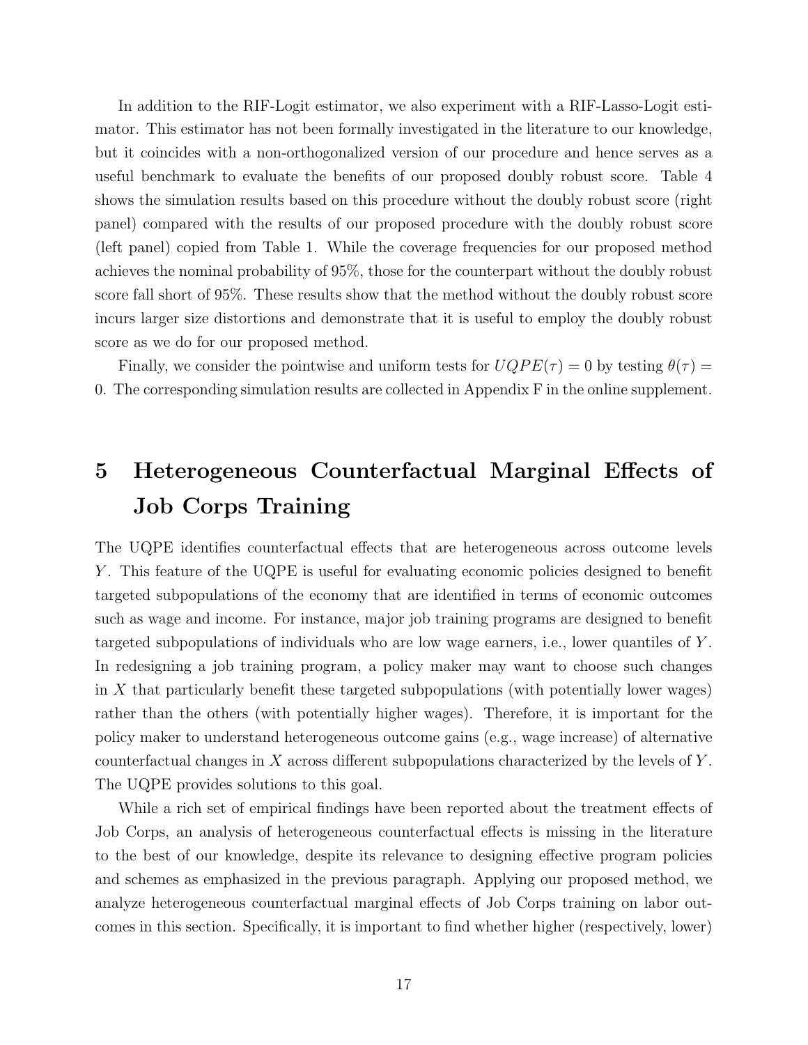In addition to the RIF-Logit estimator, we also experiment with a RIF-Lasso-Logit estimator. This estimator has not been formally investigated in the literature to our knowledge, but it coincides with a non-orthogonalized version of our procedure and hence serves as a useful benchmark to evaluate the benefits of our proposed doubly robust score. Table 4 shows the simulation results based on this procedure without the doubly robust score (right panel) compared with the results of our proposed procedure with the doubly robust score (left panel) copied from Table 1. While the coverage frequencies for our proposed method achieves the nominal probability of 95%, those for the counterpart without the doubly robust score fall short of 95%. These results show that the method without the doubly robust score incurs larger size distortions and demonstrate that it is useful to employ the doubly robust score as we do for our proposed method.

Finally, we consider the pointwise and uniform tests for $UQPE(\tau) = 0$ by testing $\theta(\tau) = 0$. The corresponding simulation results are collected in Appendix F in the online supplement.

# 5 Heterogeneous Counterfactual Marginal Effects of Job Corps Training

The UQPE identifies counterfactual effects that are heterogeneous across outcome levels $Y$. This feature of the UQPE is useful for evaluating economic policies designed to benefit targeted subpopulations of the economy that are identified in terms of economic outcomes such as wage and income. For instance, major job training programs are designed to benefit targeted subpopulations of individuals who are low wage earners, i.e., lower quantiles of $Y$. In redesigning a job training program, a policy maker may want to choose such changes in $X$ that particularly benefit these targeted subpopulations (with potentially lower wages) rather than the others (with potentially higher wages). Therefore, it is important for the policy maker to understand heterogeneous outcome gains (e.g., wage increase) of alternative counterfactual changes in $X$ across different subpopulations characterized by the levels of $Y$. The UQPE provides solutions to this goal.

While a rich set of empirical findings have been reported about the treatment effects of Job Corps, an analysis of heterogeneous counterfactual effects is missing in the literature to the best of our knowledge, despite its relevance to designing effective program policies and schemes as emphasized in the previous paragraph. Applying our proposed method, we analyze heterogeneous counterfactual marginal effects of Job Corps training on labor outcomes in this section. Specifically, it is important to find whether higher (respectively, lower)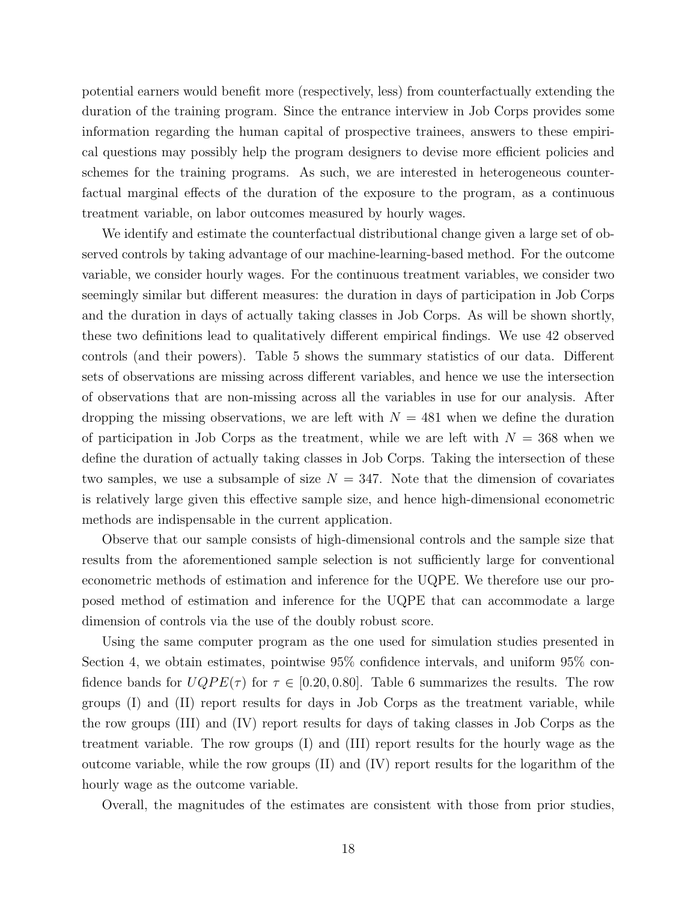potential earners would benefit more (respectively, less) from counterfactually extending the duration of the training program. Since the entrance interview in Job Corps provides some information regarding the human capital of prospective trainees, answers to these empirical questions may possibly help the program designers to devise more efficient policies and schemes for the training programs. As such, we are interested in heterogeneous counterfactual marginal effects of the duration of the exposure to the program, as a continuous treatment variable, on labor outcomes measured by hourly wages.

We identify and estimate the counterfactual distributional change given a large set of observed controls by taking advantage of our machine-learning-based method. For the outcome variable, we consider hourly wages. For the continuous treatment variables, we consider two seemingly similar but different measures: the duration in days of participation in Job Corps and the duration in days of actually taking classes in Job Corps. As will be shown shortly, these two definitions lead to qualitatively different empirical findings. We use 42 observed controls (and their powers). Table 5 shows the summary statistics of our data. Different sets of observations are missing across different variables, and hence we use the intersection of observations that are non-missing across all the variables in use for our analysis. After dropping the missing observations, we are left with $N = 481$ when we define the duration of participation in Job Corps as the treatment, while we are left with $N = 368$ when we define the duration of actually taking classes in Job Corps. Taking the intersection of these two samples, we use a subsample of size $N = 347$. Note that the dimension of covariates is relatively large given this effective sample size, and hence high-dimensional econometric methods are indispensable in the current application.

Observe that our sample consists of high-dimensional controls and the sample size that results from the aforementioned sample selection is not sufficiently large for conventional econometric methods of estimation and inference for the UQPE. We therefore use our proposed method of estimation and inference for the UQPE that can accommodate a large dimension of controls via the use of the doubly robust score.

Using the same computer program as the one used for simulation studies presented in Section 4, we obtain estimates, pointwise 95% confidence intervals, and uniform 95% confidence bands for $UQPE(\tau)$ for $\tau \in [0.20, 0.80]$. Table 6 summarizes the results. The row groups (I) and (II) report results for days in Job Corps as the treatment variable, while the row groups (III) and (IV) report results for days of taking classes in Job Corps as the treatment variable. The row groups (I) and (III) report results for the hourly wage as the outcome variable, while the row groups (II) and (IV) report results for the logarithm of the hourly wage as the outcome variable.

Overall, the magnitudes of the estimates are consistent with those from prior studies,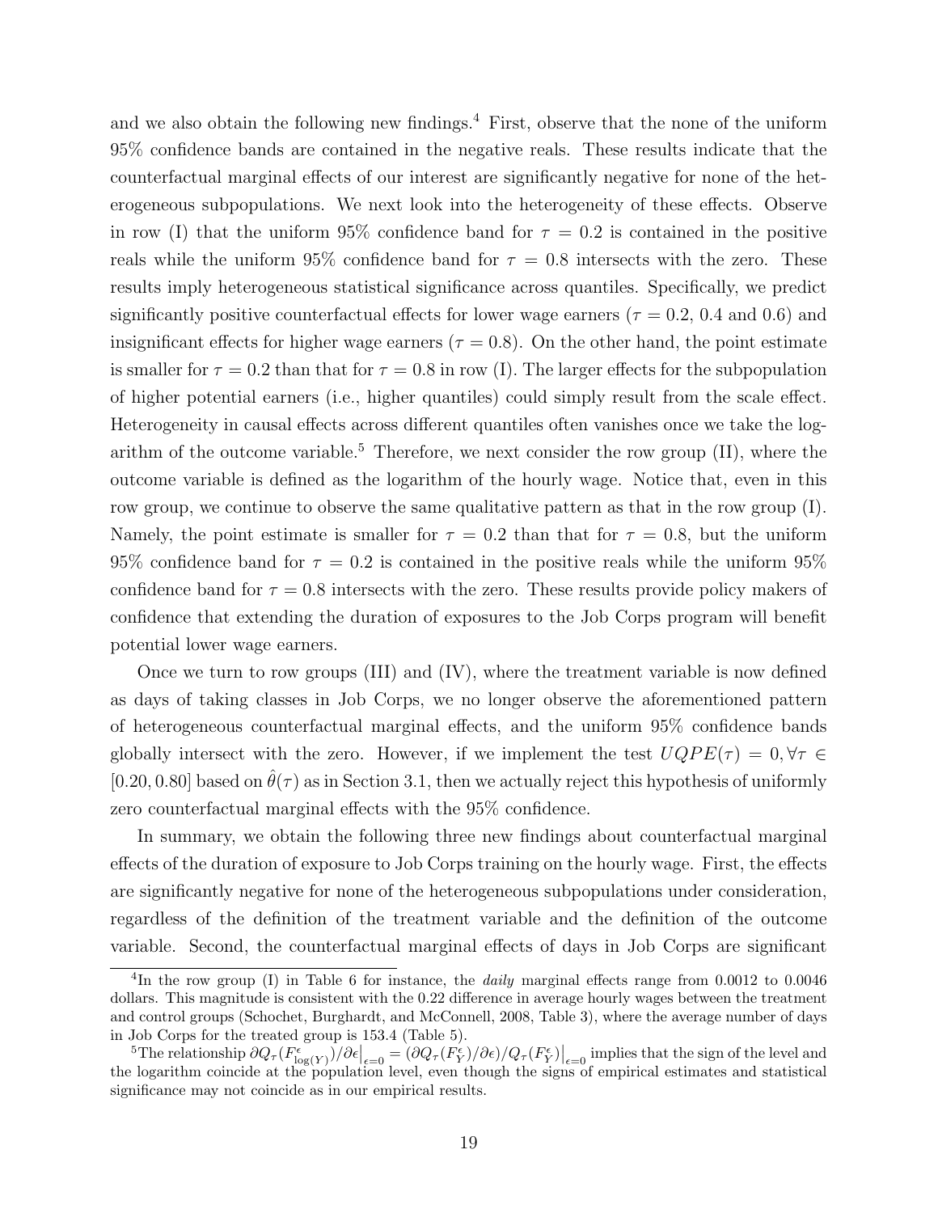and we also obtain the following new findings.[4] First, observe that the none of the uniform 95% confidence bands are contained in the negative reals. These results indicate that the counterfactual marginal effects of our interest are significantly negative for none of the heterogeneous subpopulations. We next look into the heterogeneity of these effects. Observe in row (I) that the uniform 95% confidence band for $\tau = 0.2$ is contained in the positive reals while the uniform 95% confidence band for $\tau = 0.8$ intersects with the zero. These results imply heterogeneous statistical significance across quantiles. Specifically, we predict significantly positive counterfactual effects for lower wage earners ($\tau = 0.2$, 0.4 and 0.6) and insignificant effects for higher wage earners ($\tau = 0.8$). On the other hand, the point estimate is smaller for $\tau = 0.2$ than that for $\tau = 0.8$ in row (I). The larger effects for the subpopulation of higher potential earners (i.e., higher quantiles) could simply result from the scale effect. Heterogeneity in causal effects across different quantiles often vanishes once we take the logarithm of the outcome variable.[5] Therefore, we next consider the row group (II), where the outcome variable is defined as the logarithm of the hourly wage. Notice that, even in this row group, we continue to observe the same qualitative pattern as that in the row group (I). Namely, the point estimate is smaller for $\tau = 0.2$ than that for $\tau = 0.8$, but the uniform 95% confidence band for $\tau = 0.2$ is contained in the positive reals while the uniform 95% confidence band for $\tau = 0.8$ intersects with the zero. These results provide policy makers of confidence that extending the duration of exposures to the Job Corps program will benefit potential lower wage earners.

Once we turn to row groups (III) and (IV), where the treatment variable is now defined as days of taking classes in Job Corps, we no longer observe the aforementioned pattern of heterogeneous counterfactual marginal effects, and the uniform 95% confidence bands globally intersect with the zero. However, if we implement the test $UQPE(\tau) = 0, \forall \tau \in [0.20, 0.80]$ based on $\hat{\theta}(\tau)$ as in Section 3.1, then we actually reject this hypothesis of uniformly zero counterfactual marginal effects with the 95% confidence.

In summary, we obtain the following three new findings about counterfactual marginal effects of the duration of exposure to Job Corps training on the hourly wage. First, the effects are significantly negative for none of the heterogeneous subpopulations under consideration, regardless of the definition of the treatment variable and the definition of the outcome variable. Second, the counterfactual marginal effects of days in Job Corps are significant

[4] In the row group (I) in Table 6 for instance, the *daily* marginal effects range from 0.0012 to 0.0046 dollars. This magnitude is consistent with the 0.22 difference in average hourly wages between the treatment and control groups (Schochet, Burghardt, and McConnell, 2008, Table 3), where the average number of days in Job Corps for the treated group is 153.4 (Table 5).

[5] The relationship $\partial Q_\tau(F^{\epsilon}_{\log(Y)})/\partial\epsilon\big|_{\epsilon=0} = (\partial Q_\tau(F^{\epsilon}_{Y})/\partial\epsilon)/Q_\tau(F^{\epsilon}_{Y})\big|_{\epsilon=0}$ implies that the sign of the level and the logarithm coincide at the population level, even though the signs of empirical estimates and statistical significance may not coincide as in our empirical results.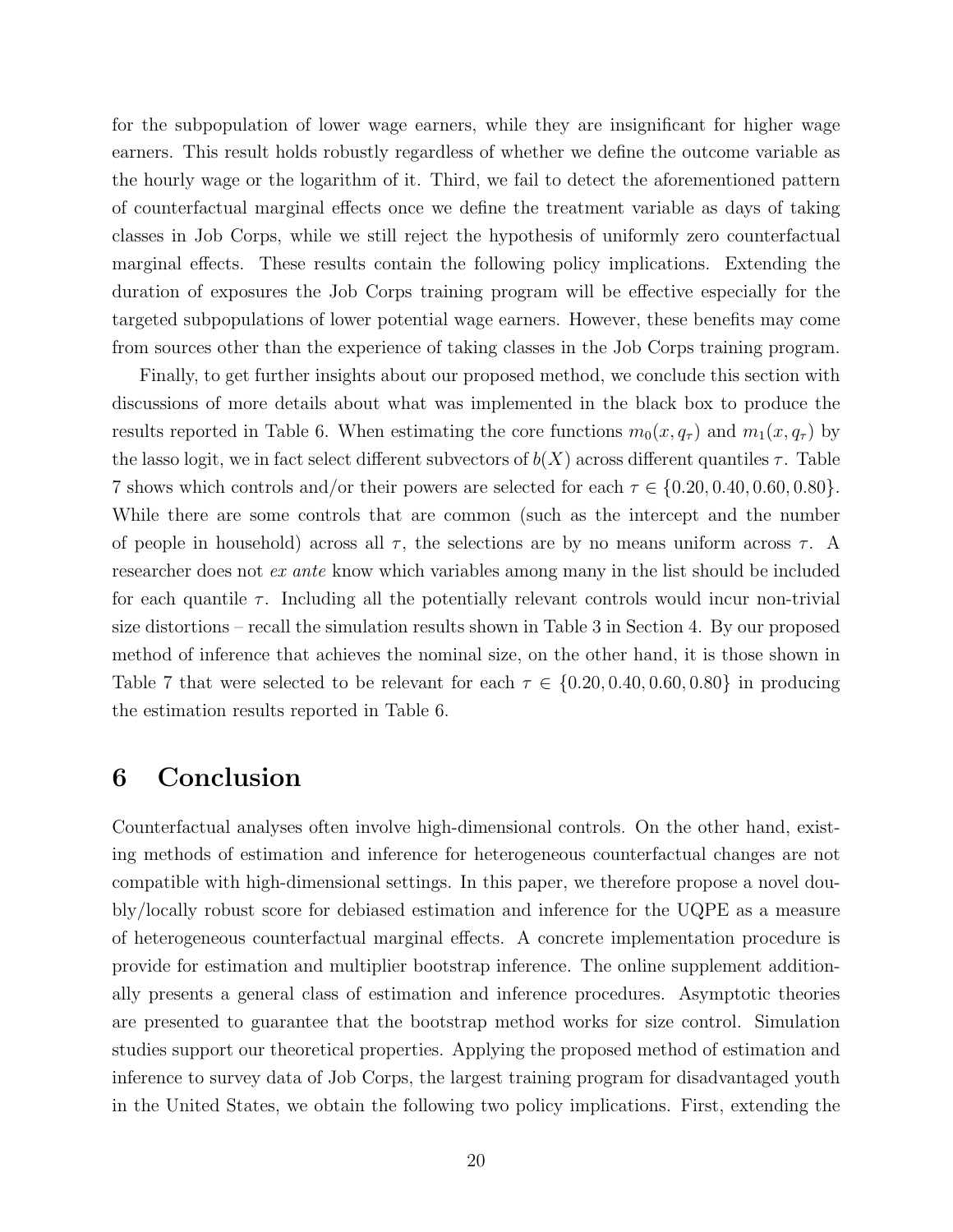for the subpopulation of lower wage earners, while they are insignificant for higher wage earners. This result holds robustly regardless of whether we define the outcome variable as the hourly wage or the logarithm of it. Third, we fail to detect the aforementioned pattern of counterfactual marginal effects once we define the treatment variable as days of taking classes in Job Corps, while we still reject the hypothesis of uniformly zero counterfactual marginal effects. These results contain the following policy implications. Extending the duration of exposures the Job Corps training program will be effective especially for the targeted subpopulations of lower potential wage earners. However, these benefits may come from sources other than the experience of taking classes in the Job Corps training program.

Finally, to get further insights about our proposed method, we conclude this section with discussions of more details about what was implemented in the black box to produce the results reported in Table 6. When estimating the core functions $m_0(x, q_\tau)$ and $m_1(x, q_\tau)$ by the lasso logit, we in fact select different subvectors of $b(X)$ across different quantiles $\tau$. Table 7 shows which controls and/or their powers are selected for each $\tau \in \{0.20, 0.40, 0.60, 0.80\}$. While there are some controls that are common (such as the intercept and the number of people in household) across all $\tau$, the selections are by no means uniform across $\tau$. A researcher does not *ex ante* know which variables among many in the list should be included for each quantile $\tau$. Including all the potentially relevant controls would incur non-trivial size distortions – recall the simulation results shown in Table 3 in Section 4. By our proposed method of inference that achieves the nominal size, on the other hand, it is those shown in Table 7 that were selected to be relevant for each $\tau \in \{0.20, 0.40, 0.60, 0.80\}$ in producing the estimation results reported in Table 6.

# 6 Conclusion

Counterfactual analyses often involve high-dimensional controls. On the other hand, existing methods of estimation and inference for heterogeneous counterfactual changes are not compatible with high-dimensional settings. In this paper, we therefore propose a novel doubly/locally robust score for debiased estimation and inference for the UQPE as a measure of heterogeneous counterfactual marginal effects. A concrete implementation procedure is provide for estimation and multiplier bootstrap inference. The online supplement additionally presents a general class of estimation and inference procedures. Asymptotic theories are presented to guarantee that the bootstrap method works for size control. Simulation studies support our theoretical properties. Applying the proposed method of estimation and inference to survey data of Job Corps, the largest training program for disadvantaged youth in the United States, we obtain the following two policy implications. First, extending the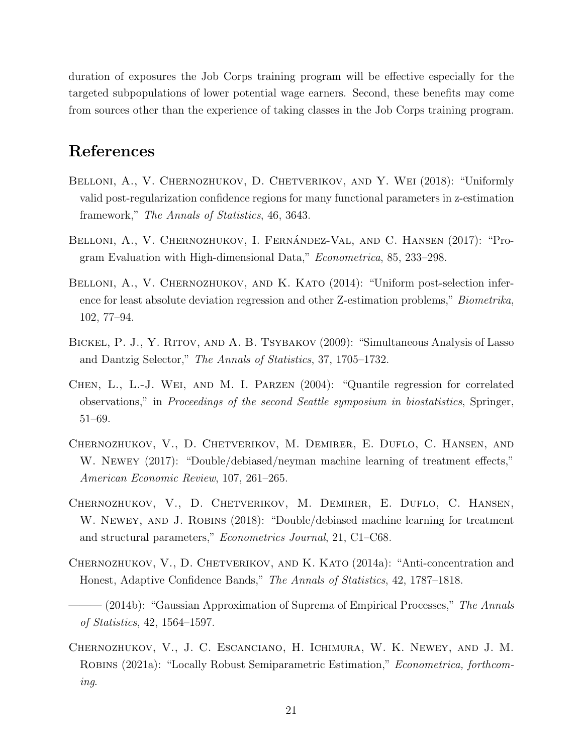duration of exposures the Job Corps training program will be effective especially for the targeted subpopulations of lower potential wage earners. Second, these benefits may come from sources other than the experience of taking classes in the Job Corps training program.

# References

Belloni, A., V. Chernozhukov, D. Chetverikov, and Y. Wei (2018): "Uniformly valid post-regularization confidence regions for many functional parameters in z-estimation framework," *The Annals of Statistics*, 46, 3643.

Belloni, A., V. Chernozhukov, I. Fernández-Val, and C. Hansen (2017): "Program Evaluation with High-dimensional Data," *Econometrica*, 85, 233–298.

Belloni, A., V. Chernozhukov, and K. Kato (2014): "Uniform post-selection inference for least absolute deviation regression and other Z-estimation problems," *Biometrika*, 102, 77–94.

Bickel, P. J., Y. Ritov, and A. B. Tsybakov (2009): "Simultaneous Analysis of Lasso and Dantzig Selector," *The Annals of Statistics*, 37, 1705–1732.

Chen, L., L.-J. Wei, and M. I. Parzen (2004): "Quantile regression for correlated observations," in *Proceedings of the second Seattle symposium in biostatistics*, Springer, 51–69.

Chernozhukov, V., D. Chetverikov, M. Demirer, E. Duflo, C. Hansen, and W. Newey (2017): "Double/debiased/neyman machine learning of treatment effects," *American Economic Review*, 107, 261–265.

Chernozhukov, V., D. Chetverikov, M. Demirer, E. Duflo, C. Hansen, W. Newey, and J. Robins (2018): "Double/debiased machine learning for treatment and structural parameters," *Econometrics Journal*, 21, C1–C68.

Chernozhukov, V., D. Chetverikov, and K. Kato (2014a): "Anti-concentration and Honest, Adaptive Confidence Bands," *The Annals of Statistics*, 42, 1787–1818.

——— (2014b): "Gaussian Approximation of Suprema of Empirical Processes," *The Annals of Statistics*, 42, 1564–1597.

Chernozhukov, V., J. C. Escanciano, H. Ichimura, W. K. Newey, and J. M. Robins (2021a): "Locally Robust Semiparametric Estimation," *Econometrica, forthcoming*.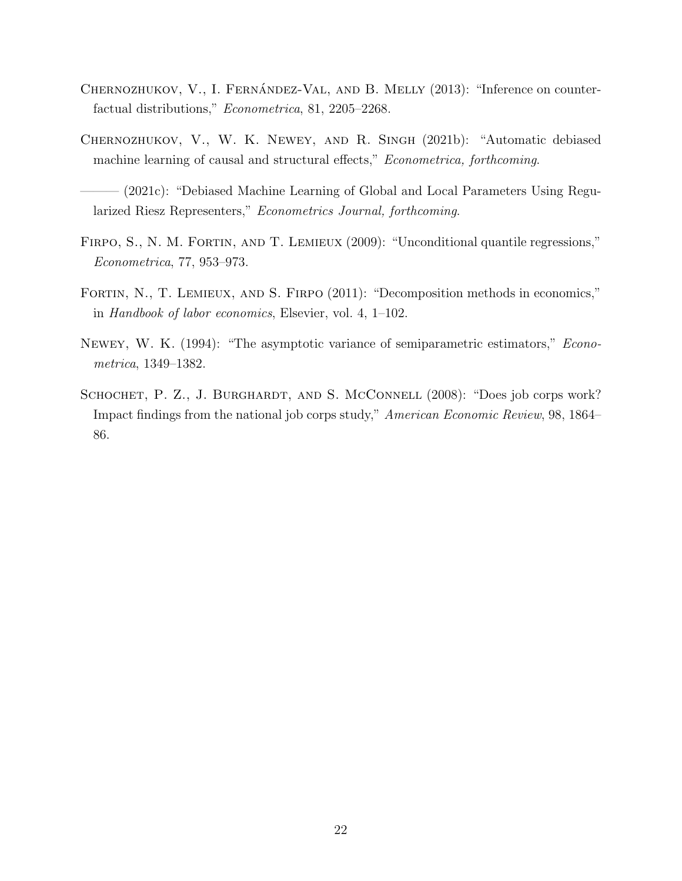Chernozhukov, V., I. Fernández-Val, and B. Melly (2013): "Inference on counterfactual distributions," *Econometrica*, 81, 2205–2268.

Chernozhukov, V., W. K. Newey, and R. Singh (2021b): "Automatic debiased machine learning of causal and structural effects," *Econometrica, forthcoming*.

——— (2021c): "Debiased Machine Learning of Global and Local Parameters Using Regularized Riesz Representers," *Econometrics Journal, forthcoming*.

Firpo, S., N. M. Fortin, and T. Lemieux (2009): "Unconditional quantile regressions," *Econometrica*, 77, 953–973.

Fortin, N., T. Lemieux, and S. Firpo (2011): "Decomposition methods in economics," in *Handbook of labor economics*, Elsevier, vol. 4, 1–102.

Newey, W. K. (1994): "The asymptotic variance of semiparametric estimators," *Econometrica*, 1349–1382.

Schochet, P. Z., J. Burghardt, and S. McConnell (2008): "Does job corps work? Impact findings from the national job corps study," *American Economic Review*, 98, 1864–86.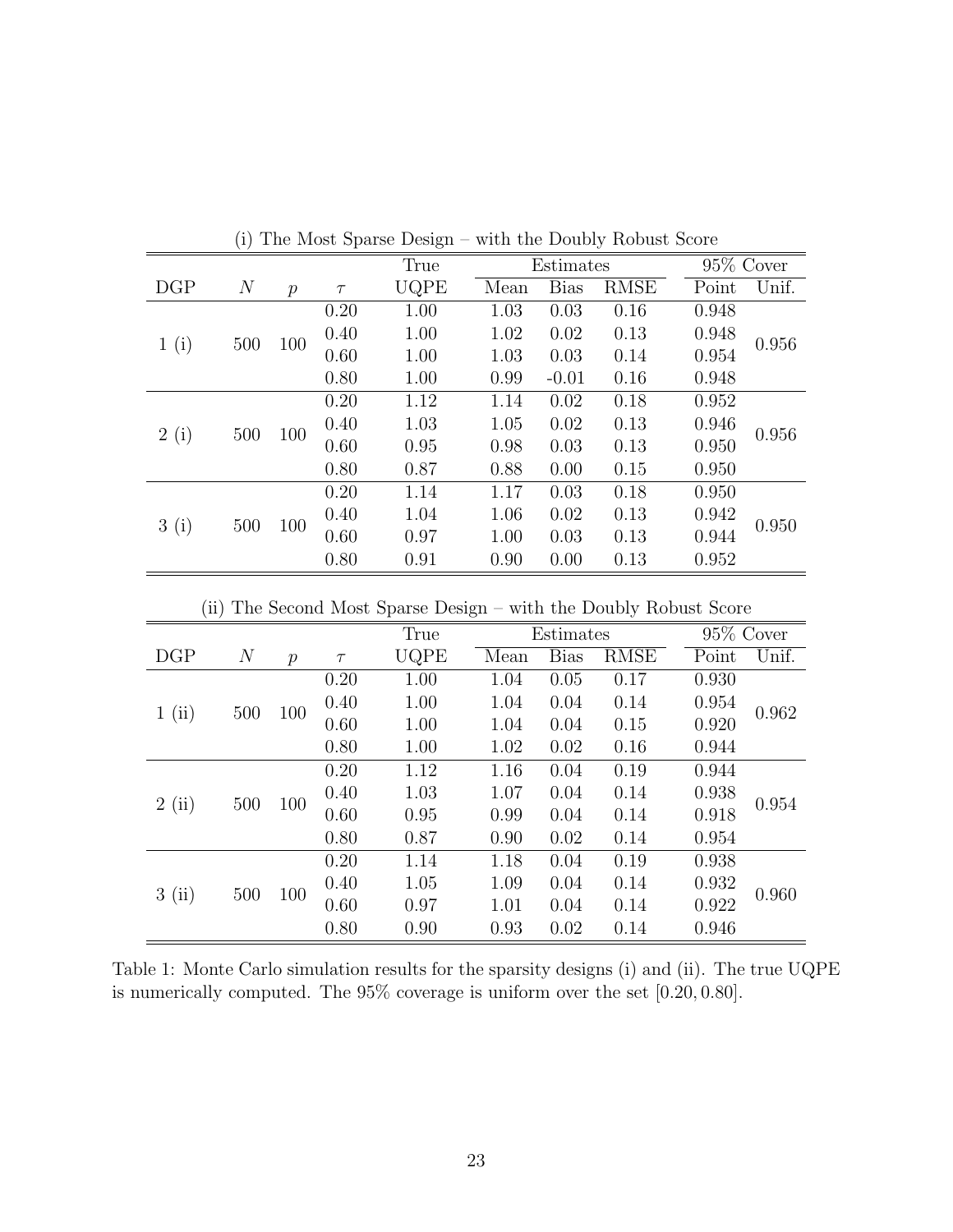(i) The Most Sparse Design – with the Doubly Robust Score

| DGP | $N$ | $p$ | $\tau$ | True UQPE | Estimates Mean | Bias | RMSE | 95% Cover Point | Unif. |
|---|---|---|---|---|---|---|---|---|---|
| 1 (i) | 500 | 100 | 0.20 | 1.00 | 1.03 | 0.03 | 0.16 | 0.948 | 0.956 |
| | | | 0.40 | 1.00 | 1.02 | 0.02 | 0.13 | 0.948 | |
| | | | 0.60 | 1.00 | 1.03 | 0.03 | 0.14 | 0.954 | |
| | | | 0.80 | 1.00 | 0.99 | -0.01 | 0.16 | 0.948 | |
| 2 (i) | 500 | 100 | 0.20 | 1.12 | 1.14 | 0.02 | 0.18 | 0.952 | 0.956 |
| | | | 0.40 | 1.03 | 1.05 | 0.02 | 0.13 | 0.946 | |
| | | | 0.60 | 0.95 | 0.98 | 0.03 | 0.13 | 0.950 | |
| | | | 0.80 | 0.87 | 0.88 | 0.00 | 0.15 | 0.950 | |
| 3 (i) | 500 | 100 | 0.20 | 1.14 | 1.17 | 0.03 | 0.18 | 0.950 | 0.950 |
| | | | 0.40 | 1.04 | 1.06 | 0.02 | 0.13 | 0.942 | |
| | | | 0.60 | 0.97 | 1.00 | 0.03 | 0.13 | 0.944 | |
| | | | 0.80 | 0.91 | 0.90 | 0.00 | 0.13 | 0.952 | |

(ii) The Second Most Sparse Design – with the Doubly Robust Score

| DGP | $N$ | $p$ | $\tau$ | True UQPE | Estimates Mean | Bias | RMSE | 95% Cover Point | Unif. |
|---|---|---|---|---|---|---|---|---|---|
| 1 (ii) | 500 | 100 | 0.20 | 1.00 | 1.04 | 0.05 | 0.17 | 0.930 | 0.962 |
| | | | 0.40 | 1.00 | 1.04 | 0.04 | 0.14 | 0.954 | |
| | | | 0.60 | 1.00 | 1.04 | 0.04 | 0.15 | 0.920 | |
| | | | 0.80 | 1.00 | 1.02 | 0.02 | 0.16 | 0.944 | |
| 2 (ii) | 500 | 100 | 0.20 | 1.12 | 1.16 | 0.04 | 0.19 | 0.944 | 0.954 |
| | | | 0.40 | 1.03 | 1.07 | 0.04 | 0.14 | 0.938 | |
| | | | 0.60 | 0.95 | 0.99 | 0.04 | 0.14 | 0.918 | |
| | | | 0.80 | 0.87 | 0.90 | 0.02 | 0.14 | 0.954 | |
| 3 (ii) | 500 | 100 | 0.20 | 1.14 | 1.18 | 0.04 | 0.19 | 0.938 | 0.960 |
| | | | 0.40 | 1.05 | 1.09 | 0.04 | 0.14 | 0.932 | |
| | | | 0.60 | 0.97 | 1.01 | 0.04 | 0.14 | 0.922 | |
| | | | 0.80 | 0.90 | 0.93 | 0.02 | 0.14 | 0.946 | |

Table 1: Monte Carlo simulation results for the sparsity designs (i) and (ii). The true UQPE is numerically computed. The 95% coverage is uniform over the set $[0.20, 0.80]$.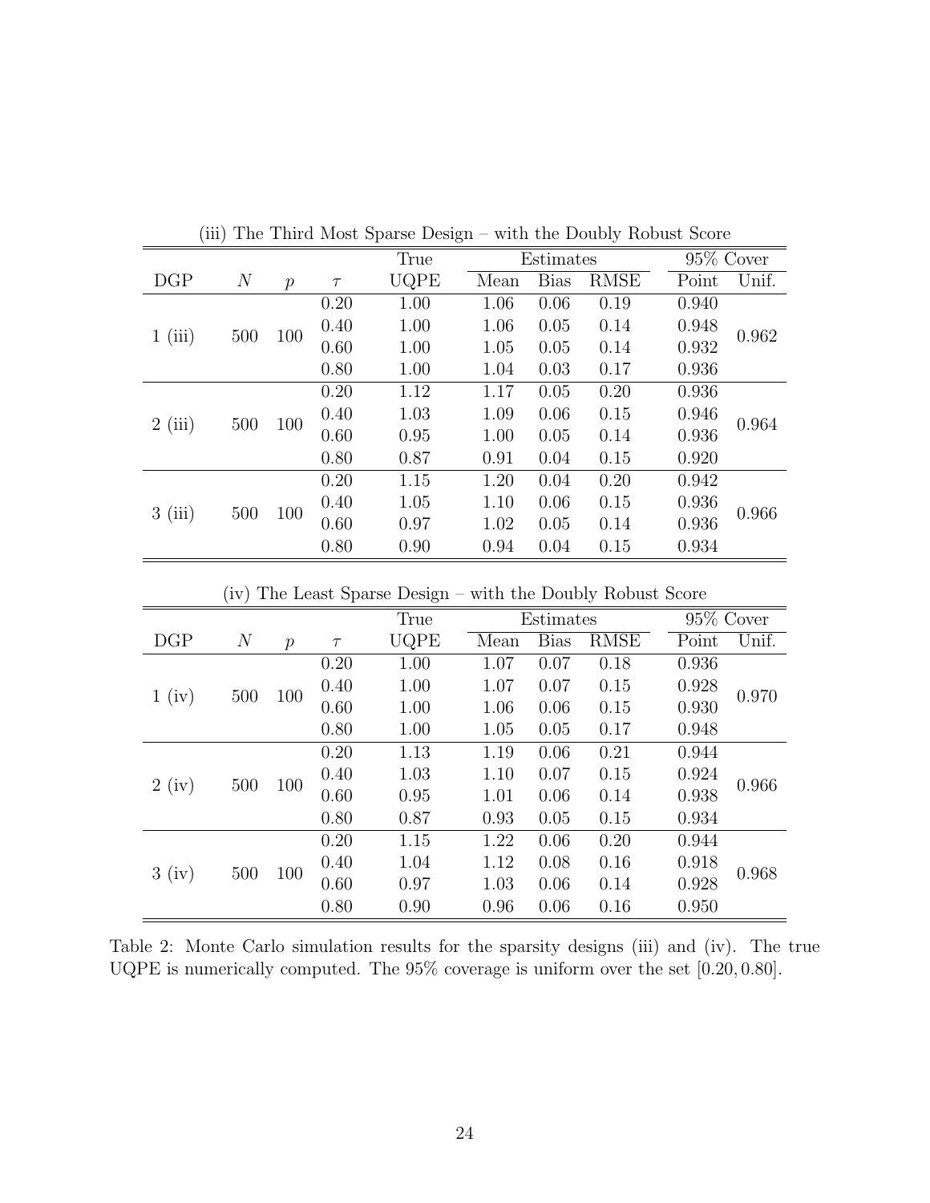(iii) The Third Most Sparse Design – with the Doubly Robust Score

| DGP | $N$ | $p$ | $\tau$ | True UQPE | Estimates Mean | Estimates Bias | Estimates RMSE | 95% Cover Point | 95% Cover Unif. |
|---|---|---|---|---|---|---|---|---|---|
| 1 (iii) | 500 | 100 | 0.20 | 1.00 | 1.06 | 0.06 | 0.19 | 0.940 | 0.962 |
| | | | 0.40 | 1.00 | 1.06 | 0.05 | 0.14 | 0.948 | |
| | | | 0.60 | 1.00 | 1.05 | 0.05 | 0.14 | 0.932 | |
| | | | 0.80 | 1.00 | 1.04 | 0.03 | 0.17 | 0.936 | |
| 2 (iii) | 500 | 100 | 0.20 | 1.12 | 1.17 | 0.05 | 0.20 | 0.936 | 0.964 |
| | | | 0.40 | 1.03 | 1.09 | 0.06 | 0.15 | 0.946 | |
| | | | 0.60 | 0.95 | 1.00 | 0.05 | 0.14 | 0.936 | |
| | | | 0.80 | 0.87 | 0.91 | 0.04 | 0.15 | 0.920 | |
| 3 (iii) | 500 | 100 | 0.20 | 1.15 | 1.20 | 0.04 | 0.20 | 0.942 | 0.966 |
| | | | 0.40 | 1.05 | 1.10 | 0.06 | 0.15 | 0.936 | |
| | | | 0.60 | 0.97 | 1.02 | 0.05 | 0.14 | 0.936 | |
| | | | 0.80 | 0.90 | 0.94 | 0.04 | 0.15 | 0.934 | |

(iv) The Least Sparse Design – with the Doubly Robust Score

| DGP | $N$ | $p$ | $\tau$ | True UQPE | Estimates Mean | Estimates Bias | Estimates RMSE | 95% Cover Point | 95% Cover Unif. |
|---|---|---|---|---|---|---|---|---|---|
| 1 (iv) | 500 | 100 | 0.20 | 1.00 | 1.07 | 0.07 | 0.18 | 0.936 | 0.970 |
| | | | 0.40 | 1.00 | 1.07 | 0.07 | 0.15 | 0.928 | |
| | | | 0.60 | 1.00 | 1.06 | 0.06 | 0.15 | 0.930 | |
| | | | 0.80 | 1.00 | 1.05 | 0.05 | 0.17 | 0.948 | |
| 2 (iv) | 500 | 100 | 0.20 | 1.13 | 1.19 | 0.06 | 0.21 | 0.944 | 0.966 |
| | | | 0.40 | 1.03 | 1.10 | 0.07 | 0.15 | 0.924 | |
| | | | 0.60 | 0.95 | 1.01 | 0.06 | 0.14 | 0.938 | |
| | | | 0.80 | 0.87 | 0.93 | 0.05 | 0.15 | 0.934 | |
| 3 (iv) | 500 | 100 | 0.20 | 1.15 | 1.22 | 0.06 | 0.20 | 0.944 | 0.968 |
| | | | 0.40 | 1.04 | 1.12 | 0.08 | 0.16 | 0.918 | |
| | | | 0.60 | 0.97 | 1.03 | 0.06 | 0.14 | 0.928 | |
| | | | 0.80 | 0.90 | 0.96 | 0.06 | 0.16 | 0.950 | |

Table 2: Monte Carlo simulation results for the sparsity designs (iii) and (iv). The true UQPE is numerically computed. The 95% coverage is uniform over the set $[0.20, 0.80]$.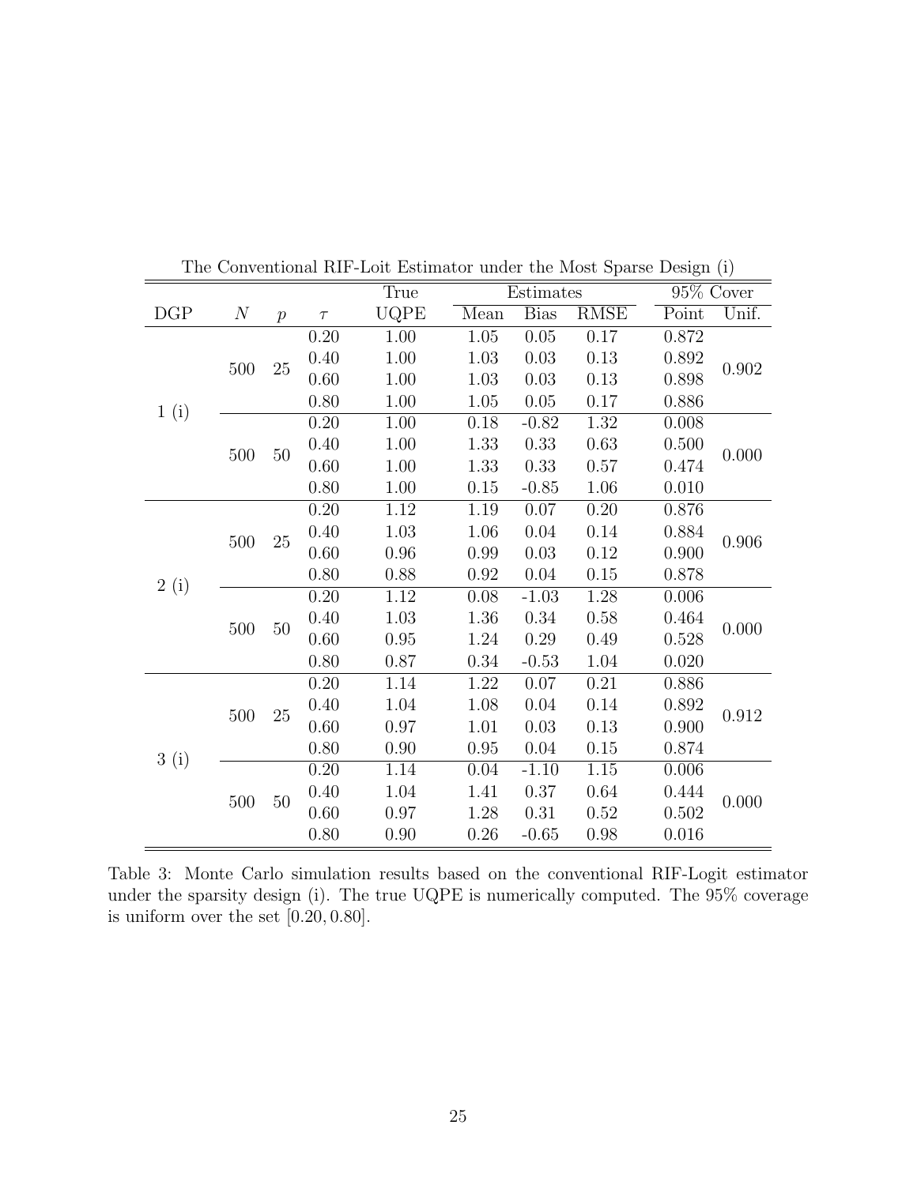The Conventional RIF-Loit Estimator under the Most Sparse Design (i)

| | | | | True | Estimates | | | 95% Cover | |
|---|---|---|---|---|---|---|---|---|---|
| DGP | $N$ | $p$ | $\tau$ | UQPE | Mean | Bias | RMSE | Point | Unif. |
| 1 (i) | 500 | 25 | 0.20 | 1.00 | 1.05 | 0.05 | 0.17 | 0.872 | 0.902 |
| | | | 0.40 | 1.00 | 1.03 | 0.03 | 0.13 | 0.892 | |
| | | | 0.60 | 1.00 | 1.03 | 0.03 | 0.13 | 0.898 | |
| | | | 0.80 | 1.00 | 1.05 | 0.05 | 0.17 | 0.886 | |
| | 500 | 50 | 0.20 | 1.00 | 0.18 | -0.82 | 1.32 | 0.008 | 0.000 |
| | | | 0.40 | 1.00 | 1.33 | 0.33 | 0.63 | 0.500 | |
| | | | 0.60 | 1.00 | 1.33 | 0.33 | 0.57 | 0.474 | |
| | | | 0.80 | 1.00 | 0.15 | -0.85 | 1.06 | 0.010 | |
| 2 (i) | 500 | 25 | 0.20 | 1.12 | 1.19 | 0.07 | 0.20 | 0.876 | 0.906 |
| | | | 0.40 | 1.03 | 1.06 | 0.04 | 0.14 | 0.884 | |
| | | | 0.60 | 0.96 | 0.99 | 0.03 | 0.12 | 0.900 | |
| | | | 0.80 | 0.88 | 0.92 | 0.04 | 0.15 | 0.878 | |
| | 500 | 50 | 0.20 | 1.12 | 0.08 | -1.03 | 1.28 | 0.006 | 0.000 |
| | | | 0.40 | 1.03 | 1.36 | 0.34 | 0.58 | 0.464 | |
| | | | 0.60 | 0.95 | 1.24 | 0.29 | 0.49 | 0.528 | |
| | | | 0.80 | 0.87 | 0.34 | -0.53 | 1.04 | 0.020 | |
| 3 (i) | 500 | 25 | 0.20 | 1.14 | 1.22 | 0.07 | 0.21 | 0.886 | 0.912 |
| | | | 0.40 | 1.04 | 1.08 | 0.04 | 0.14 | 0.892 | |
| | | | 0.60 | 0.97 | 1.01 | 0.03 | 0.13 | 0.900 | |
| | | | 0.80 | 0.90 | 0.95 | 0.04 | 0.15 | 0.874 | |
| | 500 | 50 | 0.20 | 1.14 | 0.04 | -1.10 | 1.15 | 0.006 | 0.000 |
| | | | 0.40 | 1.04 | 1.41 | 0.37 | 0.64 | 0.444 | |
| | | | 0.60 | 0.97 | 1.28 | 0.31 | 0.52 | 0.502 | |
| | | | 0.80 | 0.90 | 0.26 | -0.65 | 0.98 | 0.016 | |

Table 3: Monte Carlo simulation results based on the conventional RIF-Logit estimator under the sparsity design (i). The true UQPE is numerically computed. The 95% coverage is uniform over the set $[0.20, 0.80]$.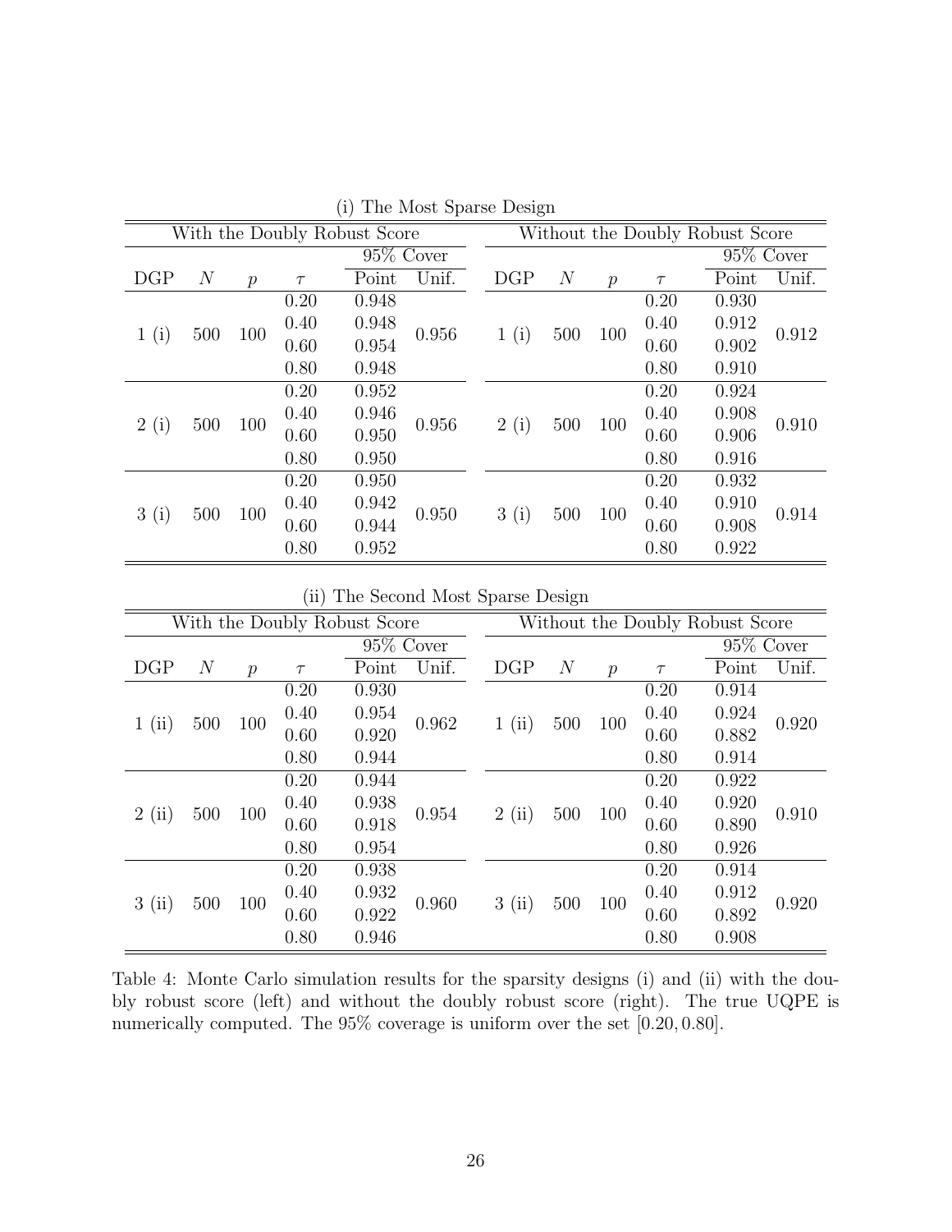(i) The Most Sparse Design

| With the Doubly Robust Score | | | | | | Without the Doubly Robust Score | | | | | |
|---|---|---|---|---|---|---|---|---|---|---|---|
| | | | | 95% Cover | | | | | | 95% Cover | |
| DGP | $N$ | $p$ | $\tau$ | Point | Unif. | DGP | $N$ | $p$ | $\tau$ | Point | Unif. |
| 1 (i) | 500 | 100 | 0.20 | 0.948 | 0.956 | 1 (i) | 500 | 100 | 0.20 | 0.930 | 0.912 |
| | | | 0.40 | 0.948 | | | | | 0.40 | 0.912 | |
| | | | 0.60 | 0.954 | | | | | 0.60 | 0.902 | |
| | | | 0.80 | 0.948 | | | | | 0.80 | 0.910 | |
| 2 (i) | 500 | 100 | 0.20 | 0.952 | 0.956 | 2 (i) | 500 | 100 | 0.20 | 0.924 | 0.910 |
| | | | 0.40 | 0.946 | | | | | 0.40 | 0.908 | |
| | | | 0.60 | 0.950 | | | | | 0.60 | 0.906 | |
| | | | 0.80 | 0.950 | | | | | 0.80 | 0.916 | |
| 3 (i) | 500 | 100 | 0.20 | 0.950 | 0.950 | 3 (i) | 500 | 100 | 0.20 | 0.932 | 0.914 |
| | | | 0.40 | 0.942 | | | | | 0.40 | 0.910 | |
| | | | 0.60 | 0.944 | | | | | 0.60 | 0.908 | |
| | | | 0.80 | 0.952 | | | | | 0.80 | 0.922 | |

(ii) The Second Most Sparse Design

| With the Doubly Robust Score | | | | | | Without the Doubly Robust Score | | | | | |
|---|---|---|---|---|---|---|---|---|---|---|---|
| | | | | 95% Cover | | | | | | 95% Cover | |
| DGP | $N$ | $p$ | $\tau$ | Point | Unif. | DGP | $N$ | $p$ | $\tau$ | Point | Unif. |
| 1 (ii) | 500 | 100 | 0.20 | 0.930 | 0.962 | 1 (ii) | 500 | 100 | 0.20 | 0.914 | 0.920 |
| | | | 0.40 | 0.954 | | | | | 0.40 | 0.924 | |
| | | | 0.60 | 0.920 | | | | | 0.60 | 0.882 | |
| | | | 0.80 | 0.944 | | | | | 0.80 | 0.914 | |
| 2 (ii) | 500 | 100 | 0.20 | 0.944 | 0.954 | 2 (ii) | 500 | 100 | 0.20 | 0.922 | 0.910 |
| | | | 0.40 | 0.938 | | | | | 0.40 | 0.920 | |
| | | | 0.60 | 0.918 | | | | | 0.60 | 0.890 | |
| | | | 0.80 | 0.954 | | | | | 0.80 | 0.926 | |
| 3 (ii) | 500 | 100 | 0.20 | 0.938 | 0.960 | 3 (ii) | 500 | 100 | 0.20 | 0.914 | 0.920 |
| | | | 0.40 | 0.932 | | | | | 0.40 | 0.912 | |
| | | | 0.60 | 0.922 | | | | | 0.60 | 0.892 | |
| | | | 0.80 | 0.946 | | | | | 0.80 | 0.908 | |

Table 4: Monte Carlo simulation results for the sparsity designs (i) and (ii) with the doubly robust score (left) and without the doubly robust score (right). The true UQPE is numerically computed. The 95% coverage is uniform over the set $[0.20, 0.80]$.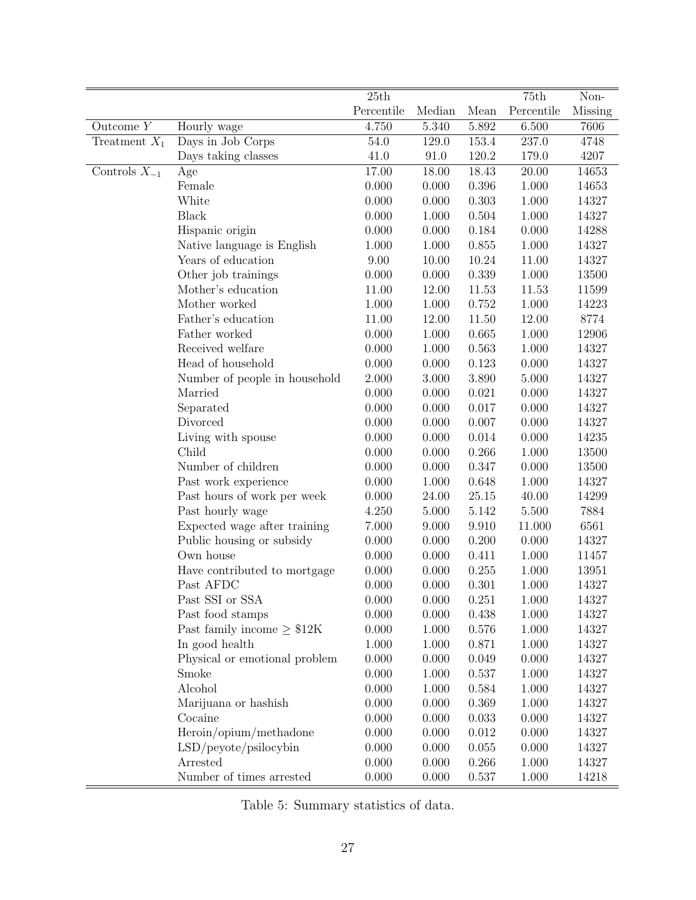| | | 25th Percentile | Median | Mean | 75th Percentile | Non-Missing |
|---|---|---|---|---|---|---|
| Outcome $Y$ | Hourly wage | 4.750 | 5.340 | 5.892 | 6.500 | 7606 |
| Treatment $X_1$ | Days in Job Corps | 54.0 | 129.0 | 153.4 | 237.0 | 4748 |
| | Days taking classes | 41.0 | 91.0 | 120.2 | 179.0 | 4207 |
| Controls $X_{-1}$ | Age | 17.00 | 18.00 | 18.43 | 20.00 | 14653 |
| | Female | 0.000 | 0.000 | 0.396 | 1.000 | 14653 |
| | White | 0.000 | 0.000 | 0.303 | 1.000 | 14327 |
| | Black | 0.000 | 1.000 | 0.504 | 1.000 | 14327 |
| | Hispanic origin | 0.000 | 0.000 | 0.184 | 0.000 | 14288 |
| | Native language is English | 1.000 | 1.000 | 0.855 | 1.000 | 14327 |
| | Years of education | 9.00 | 10.00 | 10.24 | 11.00 | 14327 |
| | Other job trainings | 0.000 | 0.000 | 0.339 | 1.000 | 13500 |
| | Mother's education | 11.00 | 12.00 | 11.53 | 11.53 | 11599 |
| | Mother worked | 1.000 | 1.000 | 0.752 | 1.000 | 14223 |
| | Father's education | 11.00 | 12.00 | 11.50 | 12.00 | 8774 |
| | Father worked | 0.000 | 1.000 | 0.665 | 1.000 | 12906 |
| | Received welfare | 0.000 | 1.000 | 0.563 | 1.000 | 14327 |
| | Head of household | 0.000 | 0.000 | 0.123 | 0.000 | 14327 |
| | Number of people in household | 2.000 | 3.000 | 3.890 | 5.000 | 14327 |
| | Married | 0.000 | 0.000 | 0.021 | 0.000 | 14327 |
| | Separated | 0.000 | 0.000 | 0.017 | 0.000 | 14327 |
| | Divorced | 0.000 | 0.000 | 0.007 | 0.000 | 14327 |
| | Living with spouse | 0.000 | 0.000 | 0.014 | 0.000 | 14235 |
| | Child | 0.000 | 0.000 | 0.266 | 1.000 | 13500 |
| | Number of children | 0.000 | 0.000 | 0.347 | 0.000 | 13500 |
| | Past work experience | 0.000 | 1.000 | 0.648 | 1.000 | 14327 |
| | Past hours of work per week | 0.000 | 24.00 | 25.15 | 40.00 | 14299 |
| | Past hourly wage | 4.250 | 5.000 | 5.142 | 5.500 | 7884 |
| | Expected wage after training | 7.000 | 9.000 | 9.910 | 11.000 | 6561 |
| | Public housing or subsidy | 0.000 | 0.000 | 0.200 | 0.000 | 14327 |
| | Own house | 0.000 | 0.000 | 0.411 | 1.000 | 11457 |
| | Have contributed to mortgage | 0.000 | 0.000 | 0.255 | 1.000 | 13951 |
| | Past AFDC | 0.000 | 0.000 | 0.301 | 1.000 | 14327 |
| | Past SSI or SSA | 0.000 | 0.000 | 0.251 | 1.000 | 14327 |
| | Past food stamps | 0.000 | 0.000 | 0.438 | 1.000 | 14327 |
| | Past family income $\geq$ \$12K | 0.000 | 1.000 | 0.576 | 1.000 | 14327 |
| | In good health | 1.000 | 1.000 | 0.871 | 1.000 | 14327 |
| | Physical or emotional problem | 0.000 | 0.000 | 0.049 | 0.000 | 14327 |
| | Smoke | 0.000 | 1.000 | 0.537 | 1.000 | 14327 |
| | Alcohol | 0.000 | 1.000 | 0.584 | 1.000 | 14327 |
| | Marijuana or hashish | 0.000 | 0.000 | 0.369 | 1.000 | 14327 |
| | Cocaine | 0.000 | 0.000 | 0.033 | 0.000 | 14327 |
| | Heroin/opium/methadone | 0.000 | 0.000 | 0.012 | 0.000 | 14327 |
| | LSD/peyote/psilocybin | 0.000 | 0.000 | 0.055 | 0.000 | 14327 |
| | Arrested | 0.000 | 0.000 | 0.266 | 1.000 | 14327 |
| | Number of times arrested | 0.000 | 0.000 | 0.537 | 1.000 | 14218 |

Table 5: Summary statistics of data.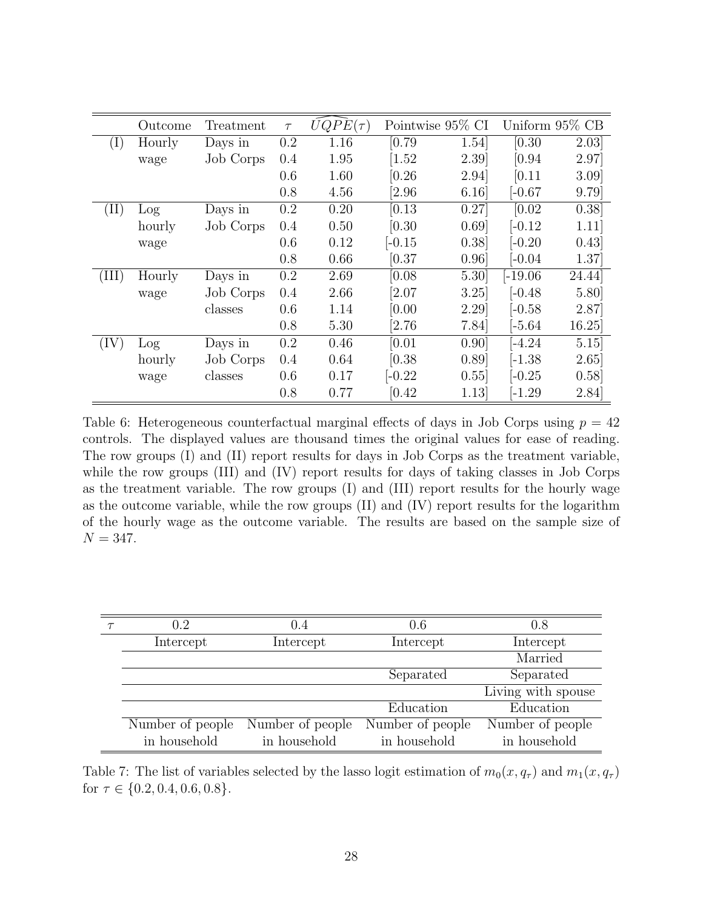| | Outcome | Treatment | $\tau$ | $\widehat{UQPE}(\tau)$ | Pointwise 95% CI | | Uniform 95% CB | |
|---|---|---|---|---|---|---|---|---|
| (I) | Hourly | Days in | 0.2 | 1.16 | [0.79 | 1.54] | [0.30 | 2.03] |
| | wage | Job Corps | 0.4 | 1.95 | [1.52 | 2.39] | [0.94 | 2.97] |
| | | | 0.6 | 1.60 | [0.26 | 2.94] | [0.11 | 3.09] |
| | | | 0.8 | 4.56 | [2.96 | 6.16] | [-0.67 | 9.79] |
| (II) | Log | Days in | 0.2 | 0.20 | [0.13 | 0.27] | [0.02 | 0.38] |
| | hourly | Job Corps | 0.4 | 0.50 | [0.30 | 0.69] | [-0.12 | 1.11] |
| | wage | | 0.6 | 0.12 | [-0.15 | 0.38] | [-0.20 | 0.43] |
| | | | 0.8 | 0.66 | [0.37 | 0.96] | [-0.04 | 1.37] |
| (III) | Hourly | Days in | 0.2 | 2.69 | [0.08 | 5.30] | [-19.06 | 24.44] |
| | wage | Job Corps | 0.4 | 2.66 | [2.07 | 3.25] | [-0.48 | 5.80] |
| | | classes | 0.6 | 1.14 | [0.00 | 2.29] | [-0.58 | 2.87] |
| | | | 0.8 | 5.30 | [2.76 | 7.84] | [-5.64 | 16.25] |
| (IV) | Log | Days in | 0.2 | 0.46 | [0.01 | 0.90] | [-4.24 | 5.15] |
| | hourly | Job Corps | 0.4 | 0.64 | [0.38 | 0.89] | [-1.38 | 2.65] |
| | wage | classes | 0.6 | 0.17 | [-0.22 | 0.55] | [-0.25 | 0.58] |
| | | | 0.8 | 0.77 | [0.42 | 1.13] | [-1.29 | 2.84] |

Table 6: Heterogeneous counterfactual marginal effects of days in Job Corps using $p = 42$ controls. The displayed values are thousand times the original values for ease of reading. The row groups (I) and (II) report results for days in Job Corps as the treatment variable, while the row groups (III) and (IV) report results for days of taking classes in Job Corps as the treatment variable. The row groups (I) and (III) report results for the hourly wage as the outcome variable, while the row groups (II) and (IV) report results for the logarithm of the hourly wage as the outcome variable. The results are based on the sample size of $N = 347$.

| $\tau$ | 0.2 | 0.4 | 0.6 | 0.8 |
|---|---|---|---|---|
| | Intercept | Intercept | Intercept | Intercept |
| | | | | Married |
| | | | Separated | Separated |
| | | | | Living with spouse |
| | | | Education | Education |
| | Number of people in household | Number of people in household | Number of people in household | Number of people in household |

Table 7: The list of variables selected by the lasso logit estimation of $m_0(x, q_\tau)$ and $m_1(x, q_\tau)$ for $\tau \in \{0.2, 0.4, 0.6, 0.8\}$.